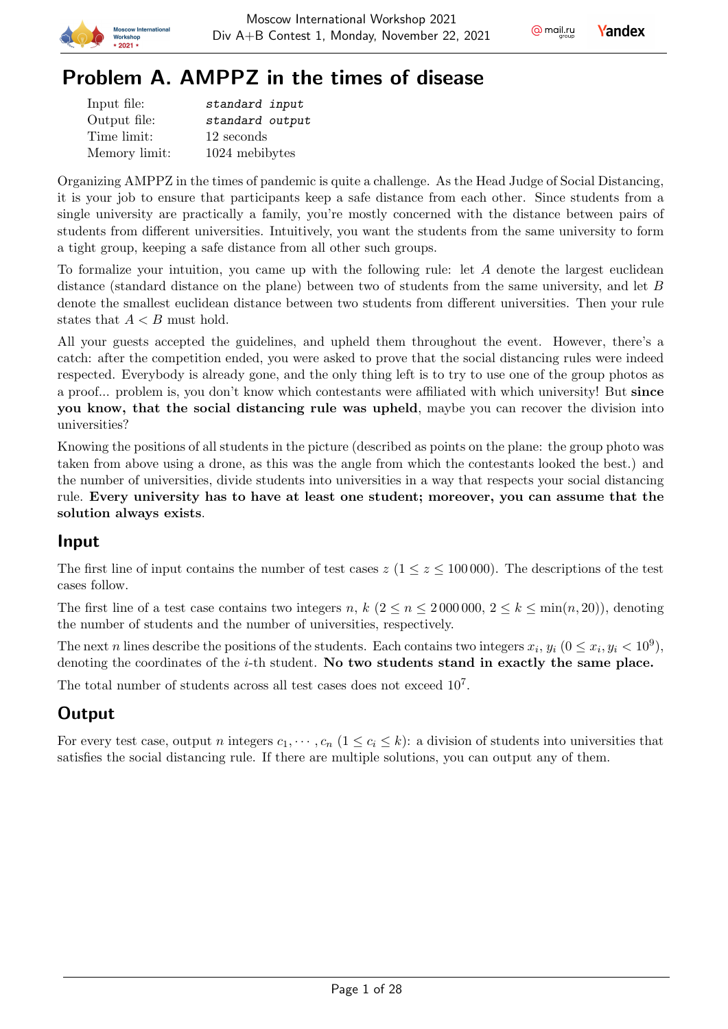# Problem A. AMPPZ in the times of disease

| | |
|---|---|
| Input file: | *standard input* |
| Output file: | *standard output* |
| Time limit: | 12 seconds |
| Memory limit: | 1024 mebibytes |

Organizing AMPPZ in the times of pandemic is quite a challenge. As the Head Judge of Social Distancing, it is your job to ensure that participants keep a safe distance from each other. Since students from a single university are practically a family, you're mostly concerned with the distance between pairs of students from different universities. Intuitively, you want the students from the same university to form a tight group, keeping a safe distance from all other such groups.

To formalize your intuition, you came up with the following rule: let $A$ denote the largest euclidean distance (standard distance on the plane) between two of students from the same university, and let $B$ denote the smallest euclidean distance between two students from different universities. Then your rule states that $A < B$ must hold.

All your guests accepted the guidelines, and upheld them throughout the event. However, there's a catch: after the competition ended, you were asked to prove that the social distancing rules were indeed respected. Everybody is already gone, and the only thing left is to try to use one of the group photos as a proof... problem is, you don't know which contestants were affiliated with which university! But **since you know, that the social distancing rule was upheld**, maybe you can recover the division into universities?

Knowing the positions of all students in the picture (described as points on the plane: the group photo was taken from above using a drone, as this was the angle from which the contestants looked the best.) and the number of universities, divide students into universities in a way that respects your social distancing rule. **Every university has to have at least one student; moreover, you can assume that the solution always exists**.

## Input

The first line of input contains the number of test cases $z$ ($1 \le z \le 100\,000$). The descriptions of the test cases follow.

The first line of a test case contains two integers $n$, $k$ ($2 \le n \le 2\,000\,000$, $2 \le k \le \min(n, 20)$), denoting the number of students and the number of universities, respectively.

The next $n$ lines describe the positions of the students. Each contains two integers $x_i$, $y_i$ ($0 \le x_i, y_i < 10^9$), denoting the coordinates of the $i$-th student. **No two students stand in exactly the same place.**

The total number of students across all test cases does not exceed $10^7$.

## Output

For every test case, output $n$ integers $c_1, \cdots, c_n$ ($1 \le c_i \le k$): a division of students into universities that satisfies the social distancing rule. If there are multiple solutions, you can output any of them.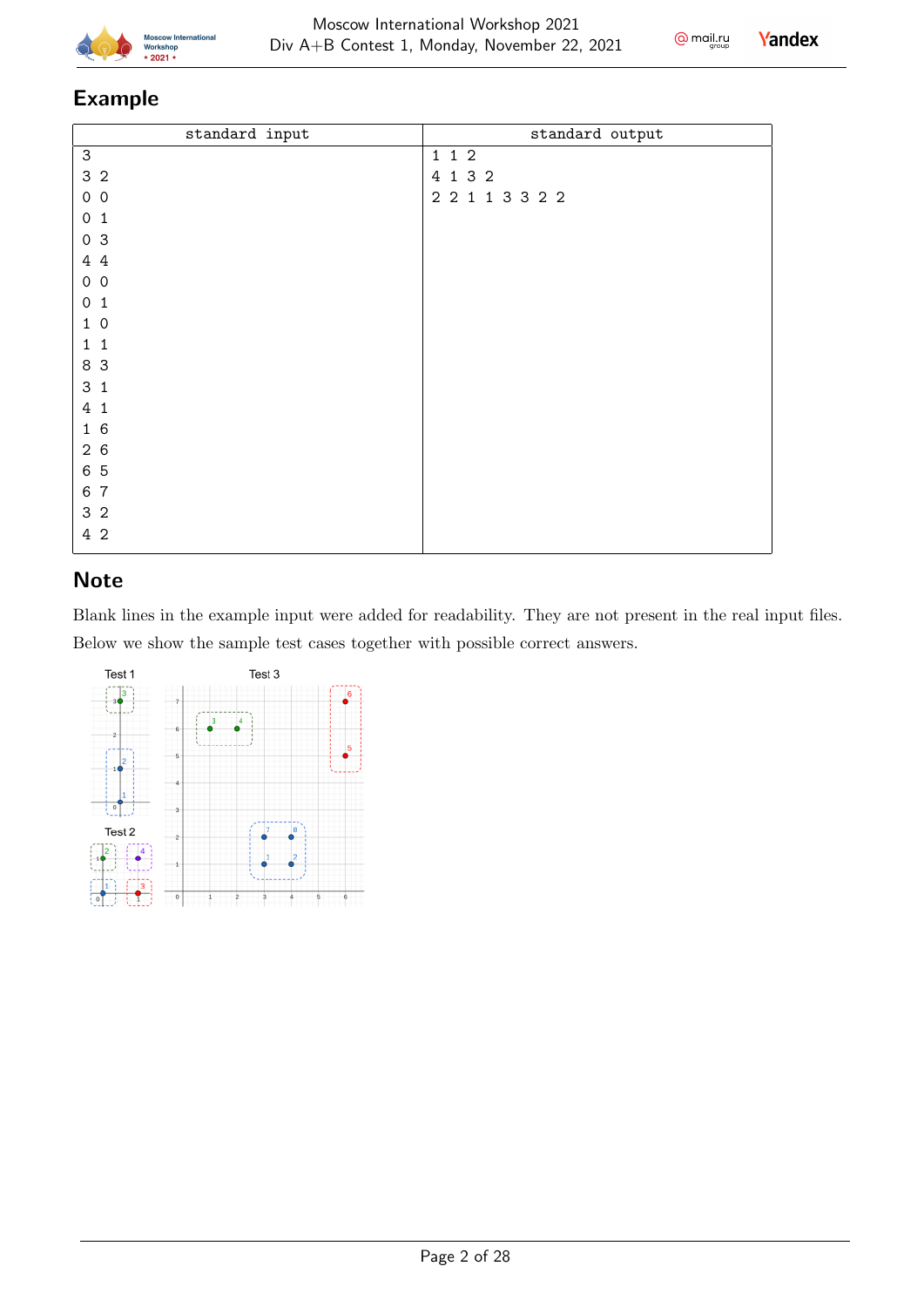## Example

| standard input | standard output |
|---|---|
| 3<br>3 2<br>0 0<br>0 1<br>0 3<br>4 4<br>0 0<br>0 1<br>1 0<br>1 1<br>8 3<br>3 1<br>4 1<br>1 6<br>2 6<br>6 5<br>6 7<br>3 2<br>4 2 | 1 1 2<br>4 1 3 2<br>2 2 1 1 3 3 2 2 |

## Note

Blank lines in the example input were added for readability. They are not present in the real input files.

Below we show the sample test cases together with possible correct answers.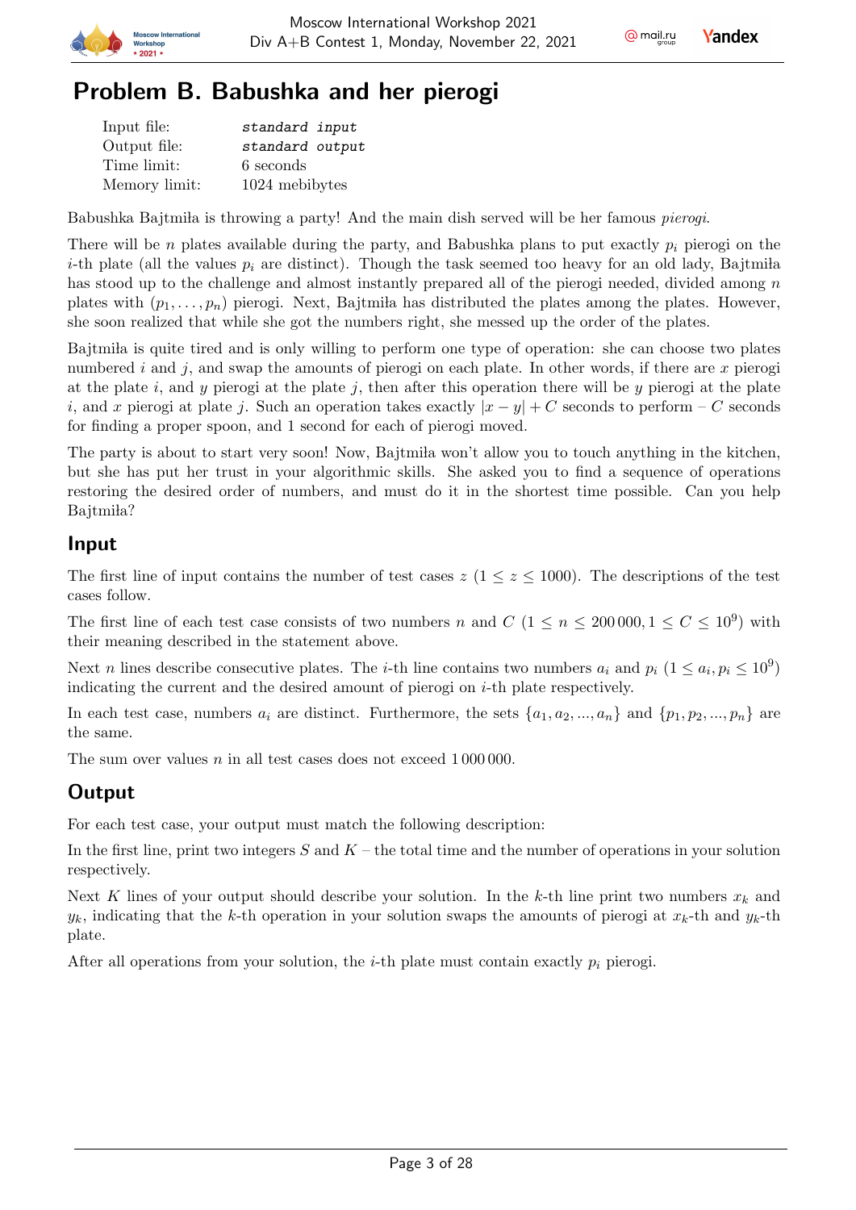# Problem B. Babushka and her pierogi

| | |
|---|---|
| Input file: | *standard input* |
| Output file: | *standard output* |
| Time limit: | 6 seconds |
| Memory limit: | 1024 mebibytes |

Babushka Bajtmiła is throwing a party! And the main dish served will be her famous *pierogi*.

There will be $n$ plates available during the party, and Babushka plans to put exactly $p_i$ pierogi on the $i$-th plate (all the values $p_i$ are distinct). Though the task seemed too heavy for an old lady, Bajtmiła has stood up to the challenge and almost instantly prepared all of the pierogi needed, divided among $n$ plates with $(p_1, \ldots, p_n)$ pierogi. Next, Bajtmiła has distributed the plates among the plates. However, she soon realized that while she got the numbers right, she messed up the order of the plates.

Bajtmiła is quite tired and is only willing to perform one type of operation: she can choose two plates numbered $i$ and $j$, and swap the amounts of pierogi on each plate. In other words, if there are $x$ pierogi at the plate $i$, and $y$ pierogi at the plate $j$, then after this operation there will be $y$ pierogi at the plate $i$, and $x$ pierogi at plate $j$. Such an operation takes exactly $|x - y| + C$ seconds to perform – $C$ seconds for finding a proper spoon, and 1 second for each of pierogi moved.

The party is about to start very soon! Now, Bajtmiła won't allow you to touch anything in the kitchen, but she has put her trust in your algorithmic skills. She asked you to find a sequence of operations restoring the desired order of numbers, and must do it in the shortest time possible. Can you help Bajtmiła?

## Input

The first line of input contains the number of test cases $z$ ($1 \le z \le 1000$). The descriptions of the test cases follow.

The first line of each test case consists of two numbers $n$ and $C$ ($1 \le n \le 200\,000, 1 \le C \le 10^9$) with their meaning described in the statement above.

Next $n$ lines describe consecutive plates. The $i$-th line contains two numbers $a_i$ and $p_i$ ($1 \le a_i, p_i \le 10^9$) indicating the current and the desired amount of pierogi on $i$-th plate respectively.

In each test case, numbers $a_i$ are distinct. Furthermore, the sets $\{a_1, a_2, ..., a_n\}$ and $\{p_1, p_2, ..., p_n\}$ are the same.

The sum over values $n$ in all test cases does not exceed $1\,000\,000$.

## Output

For each test case, your output must match the following description:

In the first line, print two integers $S$ and $K$ – the total time and the number of operations in your solution respectively.

Next $K$ lines of your output should describe your solution. In the $k$-th line print two numbers $x_k$ and $y_k$, indicating that the $k$-th operation in your solution swaps the amounts of pierogi at $x_k$-th and $y_k$-th plate.

After all operations from your solution, the $i$-th plate must contain exactly $p_i$ pierogi.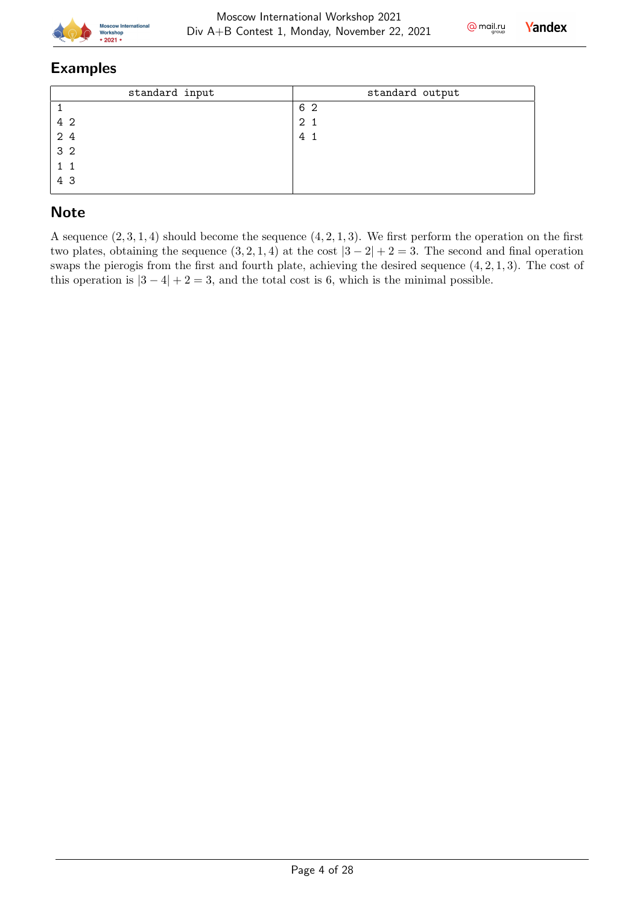## Examples

| standard input | standard output |
|---|---|
| 1<br>4 2<br>2 4<br>3 2<br>1 1<br>4 3 | 6 2<br>2 1<br>4 1 |

## Note

A sequence $(2, 3, 1, 4)$ should become the sequence $(4, 2, 1, 3)$. We first perform the operation on the first two plates, obtaining the sequence $(3, 2, 1, 4)$ at the cost $|3 - 2| + 2 = 3$. The second and final operation swaps the pierogis from the first and fourth plate, achieving the desired sequence $(4, 2, 1, 3)$. The cost of this operation is $|3 - 4| + 2 = 3$, and the total cost is 6, which is the minimal possible.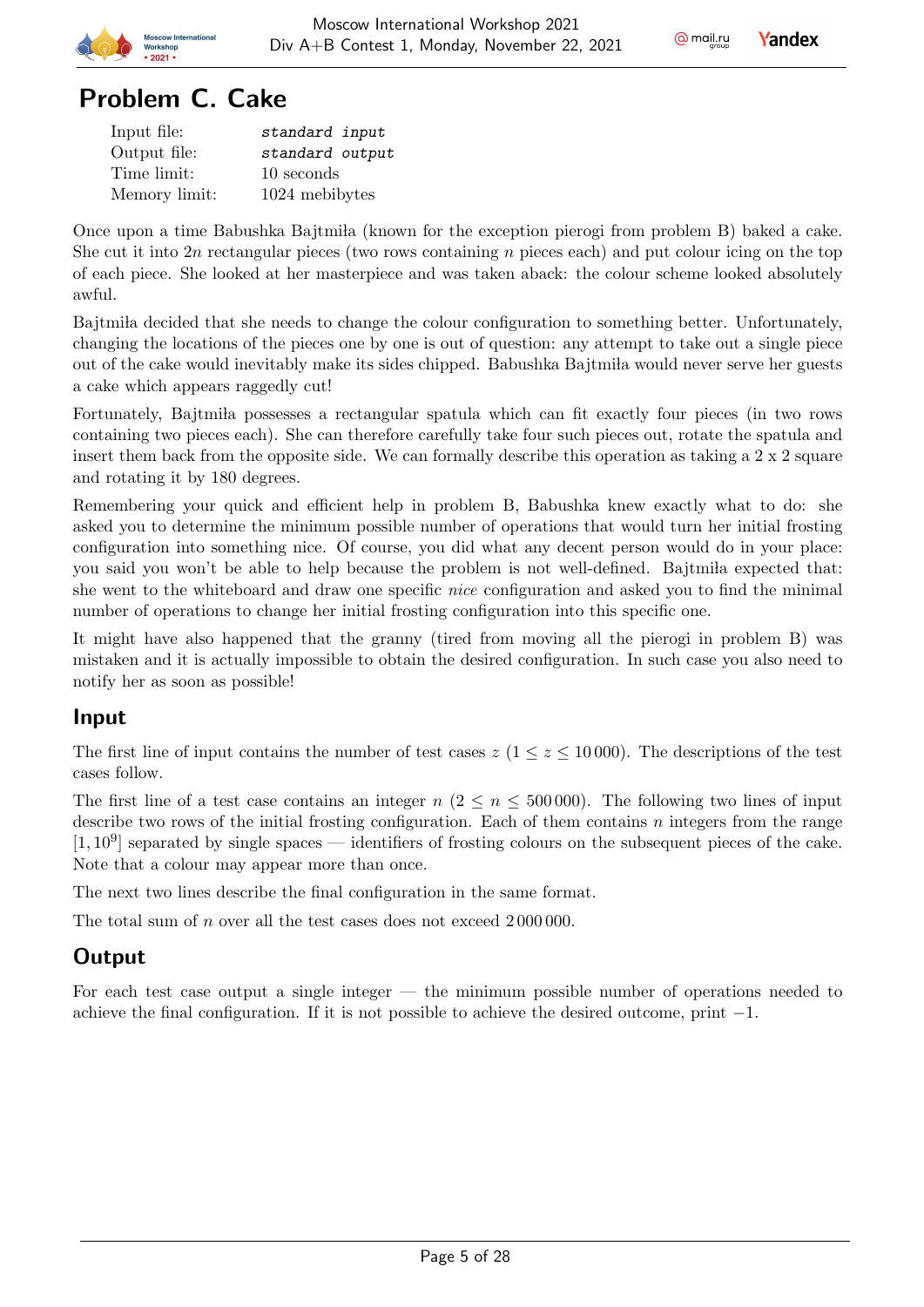# Problem C. Cake

| | |
|---|---|
| Input file: | *standard input* |
| Output file: | *standard output* |
| Time limit: | 10 seconds |
| Memory limit: | 1024 mebibytes |

Once upon a time Babushka Bajtmiła (known for the exception pierogi from problem B) baked a cake. She cut it into $2n$ rectangular pieces (two rows containing $n$ pieces each) and put colour icing on the top of each piece. She looked at her masterpiece and was taken aback: the colour scheme looked absolutely awful.

Bajtmiła decided that she needs to change the colour configuration to something better. Unfortunately, changing the locations of the pieces one by one is out of question: any attempt to take out a single piece out of the cake would inevitably make its sides chipped. Babushka Bajtmiła would never serve her guests a cake which appears raggedly cut!

Fortunately, Bajtmiła possesses a rectangular spatula which can fit exactly four pieces (in two rows containing two pieces each). She can therefore carefully take four such pieces out, rotate the spatula and insert them back from the opposite side. We can formally describe this operation as taking a 2 x 2 square and rotating it by 180 degrees.

Remembering your quick and efficient help in problem B, Babushka knew exactly what to do: she asked you to determine the minimum possible number of operations that would turn her initial frosting configuration into something nice. Of course, you did what any decent person would do in your place: you said you won't be able to help because the problem is not well-defined. Bajtmiła expected that: she went to the whiteboard and draw one specific *nice* configuration and asked you to find the minimal number of operations to change her initial frosting configuration into this specific one.

It might have also happened that the granny (tired from moving all the pierogi in problem B) was mistaken and it is actually impossible to obtain the desired configuration. In such case you also need to notify her as soon as possible!

## Input

The first line of input contains the number of test cases $z$ ($1 \le z \le 10\,000$). The descriptions of the test cases follow.

The first line of a test case contains an integer $n$ ($2 \le n \le 500\,000$). The following two lines of input describe two rows of the initial frosting configuration. Each of them contains $n$ integers from the range $[1, 10^9]$ separated by single spaces — identifiers of frosting colours on the subsequent pieces of the cake. Note that a colour may appear more than once.

The next two lines describe the final configuration in the same format.

The total sum of $n$ over all the test cases does not exceed $2\,000\,000$.

## Output

For each test case output a single integer — the minimum possible number of operations needed to achieve the final configuration. If it is not possible to achieve the desired outcome, print $-1$.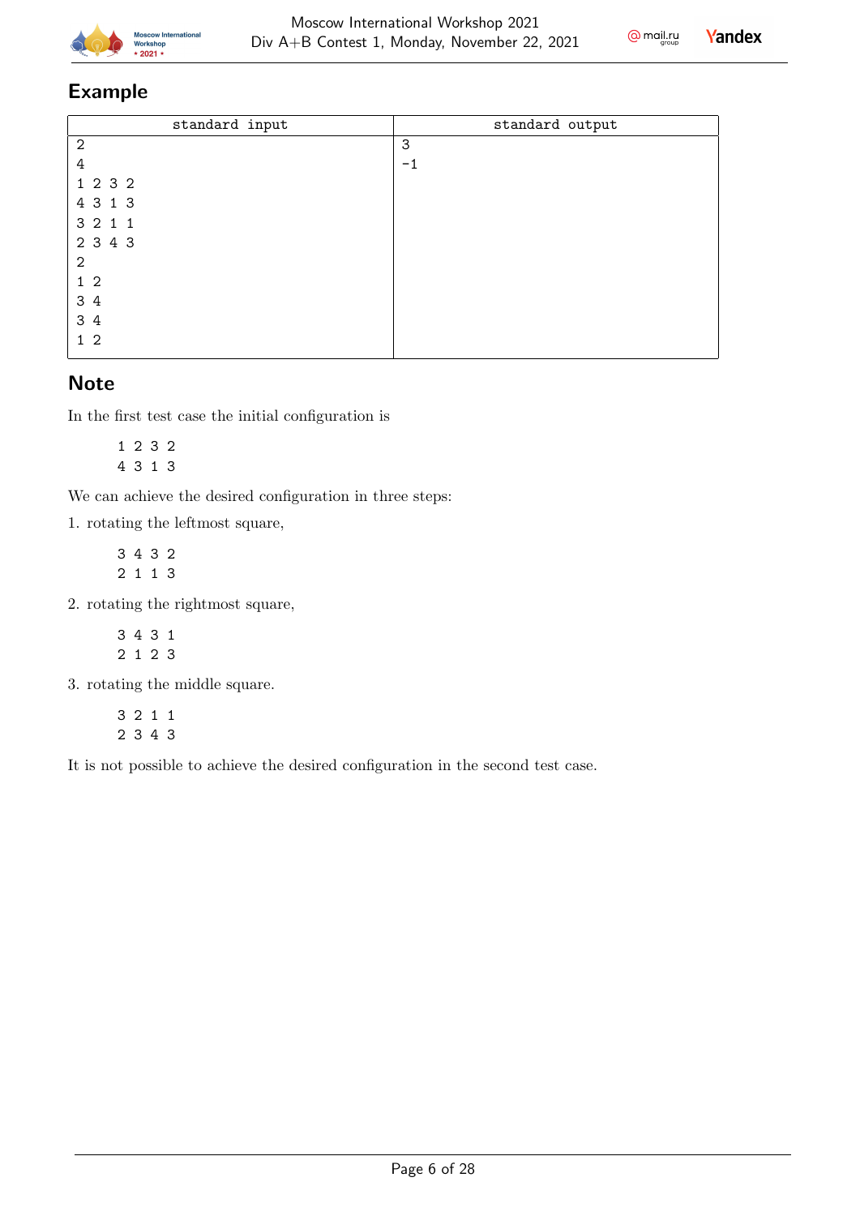## Example

| standard input | standard output |
| --- | --- |
| 2<br>4<br>1 2 3 2<br>4 3 1 3<br>3 2 1 1<br>2 3 4 3<br>2<br>1 2<br>3 4<br>3 4<br>1 2 | 3<br>-1 |

## Note

In the first test case the initial configuration is

```
1 2 3 2
4 3 1 3
```

We can achieve the desired configuration in three steps:

1. rotating the leftmost square,

```
3 4 3 2
2 1 1 3
```

2. rotating the rightmost square,

```
3 4 3 1
2 1 2 3
```

3. rotating the middle square.

```
3 2 1 1
2 3 4 3
```

It is not possible to achieve the desired configuration in the second test case.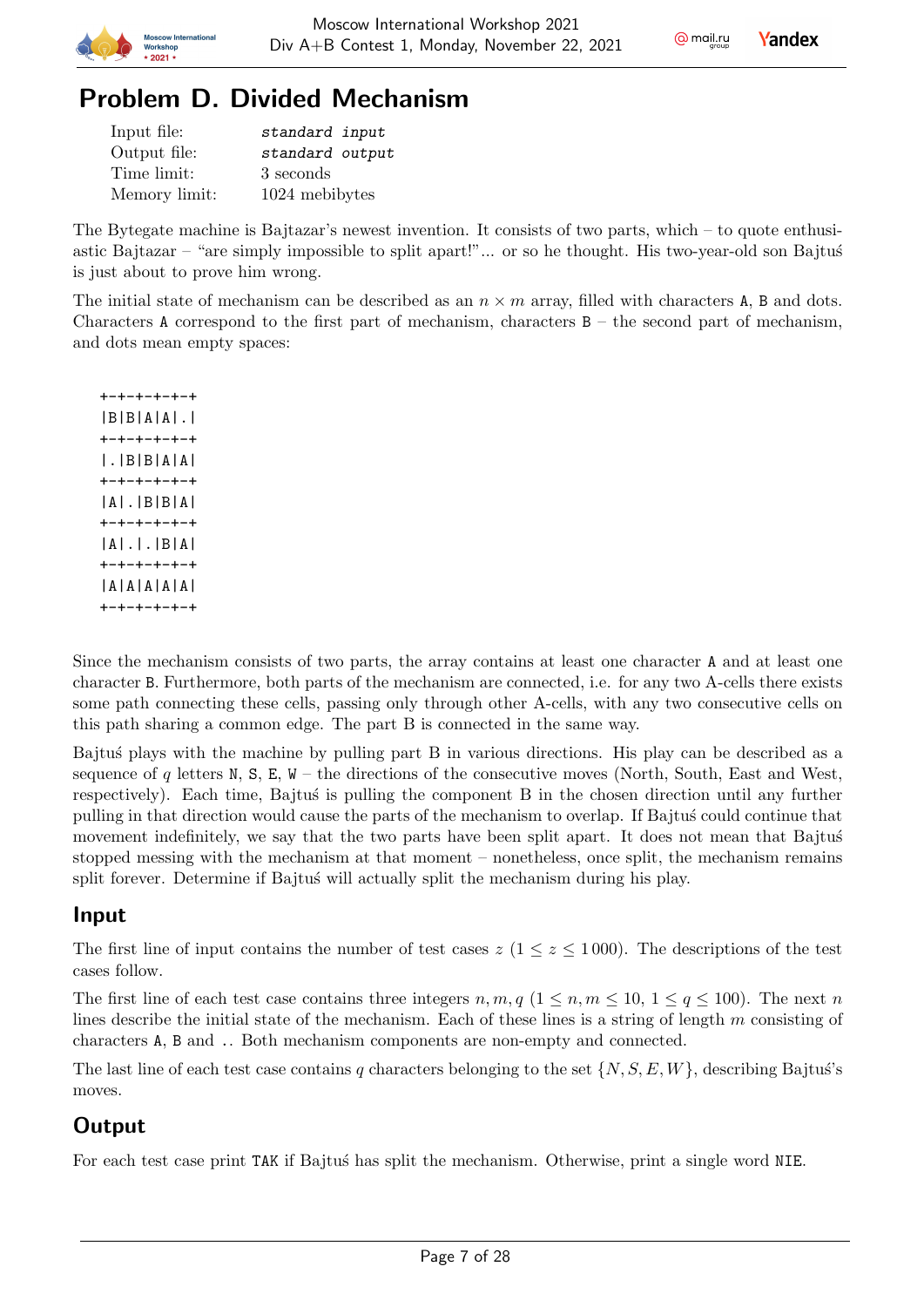# Problem D. Divided Mechanism

| | |
|---|---|
| Input file: | *standard input* |
| Output file: | *standard output* |
| Time limit: | 3 seconds |
| Memory limit: | 1024 mebibytes |

The Bytegate machine is Bajtazar's newest invention. It consists of two parts, which – to quote enthusiastic Bajtazar – "are simply impossible to split apart!"... or so he thought. His two-year-old son Bajtuś is just about to prove him wrong.

The initial state of mechanism can be described as an $n \times m$ array, filled with characters A, B and dots. Characters A correspond to the first part of mechanism, characters B – the second part of mechanism, and dots mean empty spaces:

```
+-+-+-+-+-+
|B|B|A|A|.|
+-+-+-+-+-+
|.|B|B|A|A|
+-+-+-+-+-+
|A|.|B|B|A|
+-+-+-+-+-+
|A|.|.|B|A|
+-+-+-+-+-+
|A|A|A|A|A|
+-+-+-+-+-+
```

Since the mechanism consists of two parts, the array contains at least one character A and at least one character B. Furthermore, both parts of the mechanism are connected, i.e. for any two A-cells there exists some path connecting these cells, passing only through other A-cells, with any two consecutive cells on this path sharing a common edge. The part B is connected in the same way.

Bajtuś plays with the machine by pulling part B in various directions. His play can be described as a sequence of $q$ letters N, S, E, W – the directions of the consecutive moves (North, South, East and West, respectively). Each time, Bajtuś is pulling the component B in the chosen direction until any further pulling in that direction would cause the parts of the mechanism to overlap. If Bajtuś could continue that movement indefinitely, we say that the two parts have been split apart. It does not mean that Bajtuś stopped messing with the mechanism at that moment – nonetheless, once split, the mechanism remains split forever. Determine if Bajtuś will actually split the mechanism during his play.

## Input

The first line of input contains the number of test cases $z$ ($1 \le z \le 1\,000$). The descriptions of the test cases follow.

The first line of each test case contains three integers $n, m, q$ ($1 \le n, m \le 10$, $1 \le q \le 100$). The next $n$ lines describe the initial state of the mechanism. Each of these lines is a string of length $m$ consisting of characters A, B and .. Both mechanism components are non-empty and connected.

The last line of each test case contains $q$ characters belonging to the set $\{N, S, E, W\}$, describing Bajtuś's moves.

## Output

For each test case print TAK if Bajtuś has split the mechanism. Otherwise, print a single word NIE.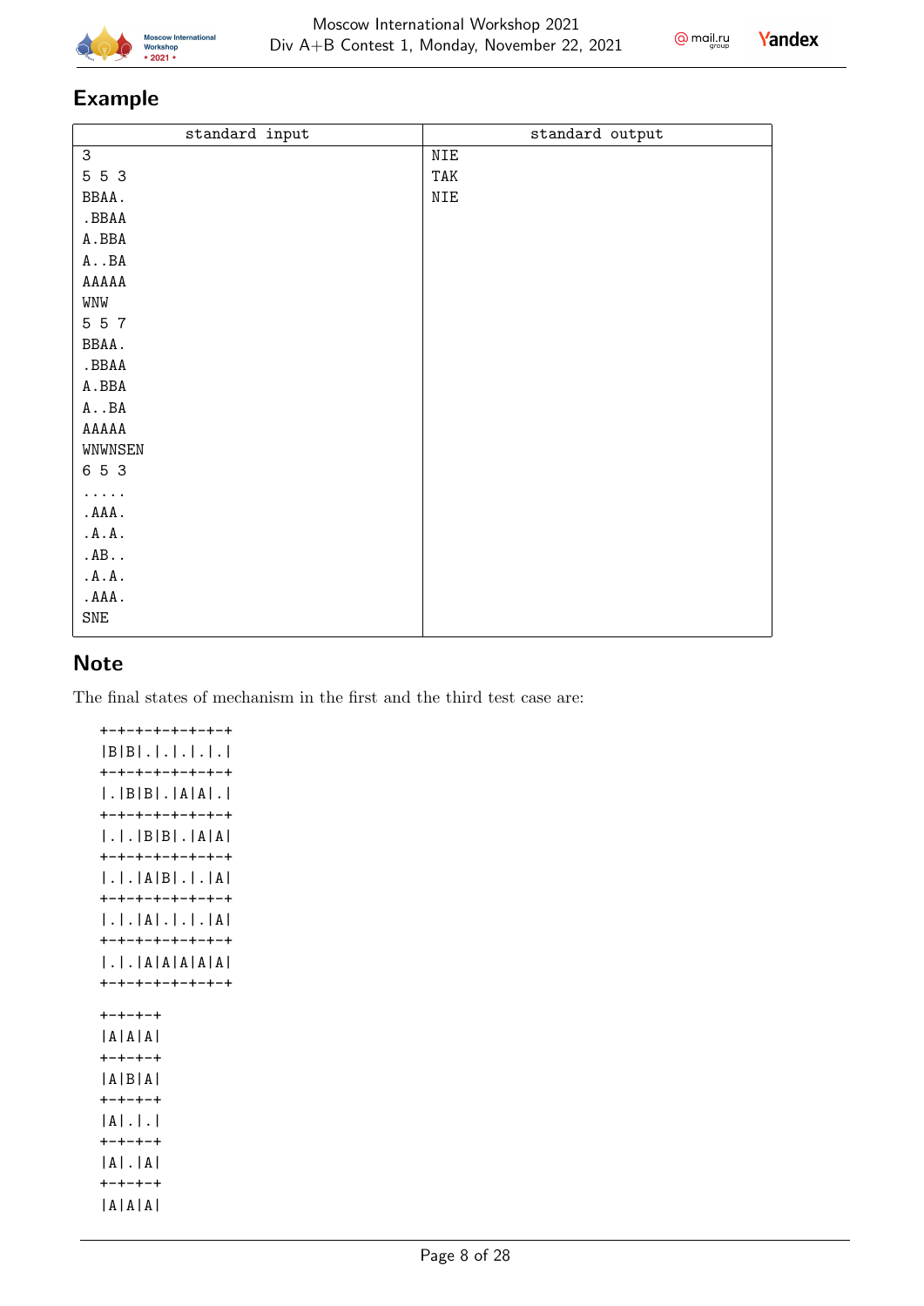## Example

| standard input | standard output |
| --- | --- |
| 3<br>5 5 3<br>BBAA.<br>.BBAA<br>A.BBA<br>A..BA<br>AAAAA<br>WNW<br>5 5 7<br>BBAA.<br>.BBAA<br>A.BBA<br>A..BA<br>AAAAA<br>WNWNSEN<br>6 5 3<br>.....<br>.AAA.<br>.A.A.<br>.AB..<br>.A.A.<br>.AAA.<br>SNE | NIE<br>TAK<br>NIE |

## Note

The final states of mechanism in the first and the third test case are:

```
+-+-+-+-+-+-+
|B|B|.|.|.|.|
+-+-+-+-+-+-+
|.|B|B|.|A|A|.|
+-+-+-+-+-+-+
|.|.|B|B|.|A|A|
+-+-+-+-+-+-+
|.|.|A|B|.|.|A|
+-+-+-+-+-+-+
|.|.|A|.|.|.|A|
+-+-+-+-+-+-+
|.|.|A|A|A|A|A|
+-+-+-+-+-+-+

+-+-+-+
|A|A|A|
+-+-+-+
|A|B|A|
+-+-+-+
|A|.|.|
+-+-+-+
|A|.|A|
+-+-+-+
|A|A|A|
```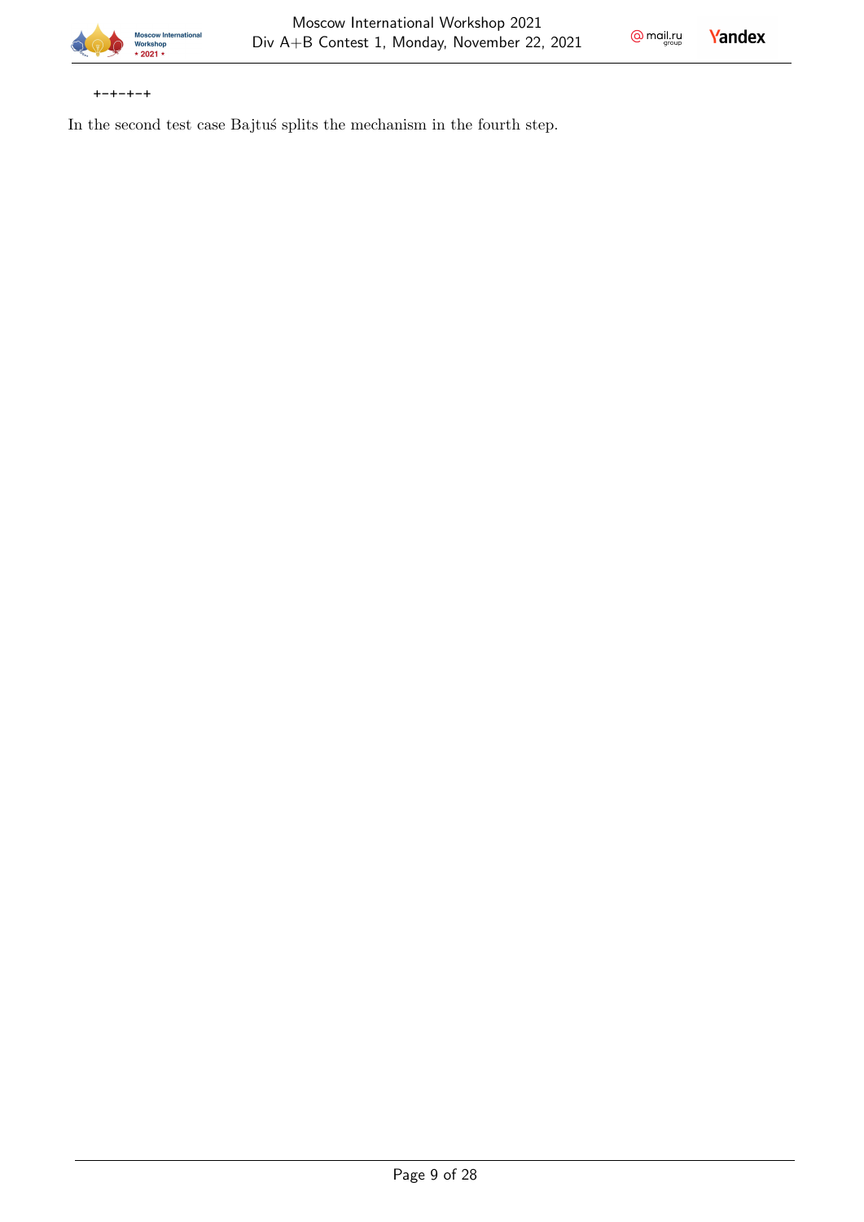```
+-+-+-+
```

In the second test case Bajtuś splits the mechanism in the fourth step.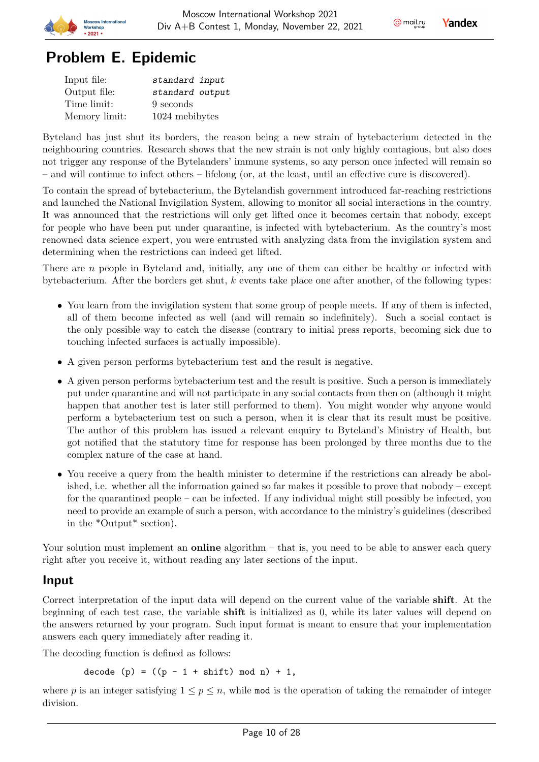# Problem E. Epidemic

| | |
|---|---|
| Input file: | *standard input* |
| Output file: | *standard output* |
| Time limit: | 9 seconds |
| Memory limit: | 1024 mebibytes |

Byteland has just shut its borders, the reason being a new strain of bytebacterium detected in the neighbouring countries. Research shows that the new strain is not only highly contagious, but also does not trigger any response of the Bytelanders' immune systems, so any person once infected will remain so – and will continue to infect others – lifelong (or, at the least, until an effective cure is discovered).

To contain the spread of bytebacterium, the Bytelandish government introduced far-reaching restrictions and launched the National Invigilation System, allowing to monitor all social interactions in the country. It was announced that the restrictions will only get lifted once it becomes certain that nobody, except for people who have been put under quarantine, is infected with bytebacterium. As the country's most renowned data science expert, you were entrusted with analyzing data from the invigilation system and determining when the restrictions can indeed get lifted.

There are $n$ people in Byteland and, initially, any one of them can either be healthy or infected with bytebacterium. After the borders get shut, $k$ events take place one after another, of the following types:

- You learn from the invigilation system that some group of people meets. If any of them is infected, all of them become infected as well (and will remain so indefinitely). Such a social contact is the only possible way to catch the disease (contrary to initial press reports, becoming sick due to touching infected surfaces is actually impossible).
- A given person performs bytebacterium test and the result is negative.
- A given person performs bytebacterium test and the result is positive. Such a person is immediately put under quarantine and will not participate in any social contacts from then on (although it might happen that another test is later still performed to them). You might wonder why anyone would perform a bytebacterium test on such a person, when it is clear that its result must be positive. The author of this problem has issued a relevant enquiry to Byteland's Ministry of Health, but got notified that the statutory time for response has been prolonged by three months due to the complex nature of the case at hand.
- You receive a query from the health minister to determine if the restrictions can already be abolished, i.e. whether all the information gained so far makes it possible to prove that nobody – except for the quarantined people – can be infected. If any individual might still possibly be infected, you need to provide an example of such a person, with accordance to the ministry's guidelines (described in the *Output* section).

Your solution must implement an **online** algorithm – that is, you need to be able to answer each query right after you receive it, without reading any later sections of the input.

## Input

Correct interpretation of the input data will depend on the current value of the variable **shift**. At the beginning of each test case, the variable **shift** is initialized as 0, while its later values will depend on the answers returned by your program. Such input format is meant to ensure that your implementation answers each query immediately after reading it.

The decoding function is defined as follows:

```
decode (p) = ((p - 1 + shift) mod n) + 1,
```

where $p$ is an integer satisfying $1 \leq p \leq n$, while mod is the operation of taking the remainder of integer division.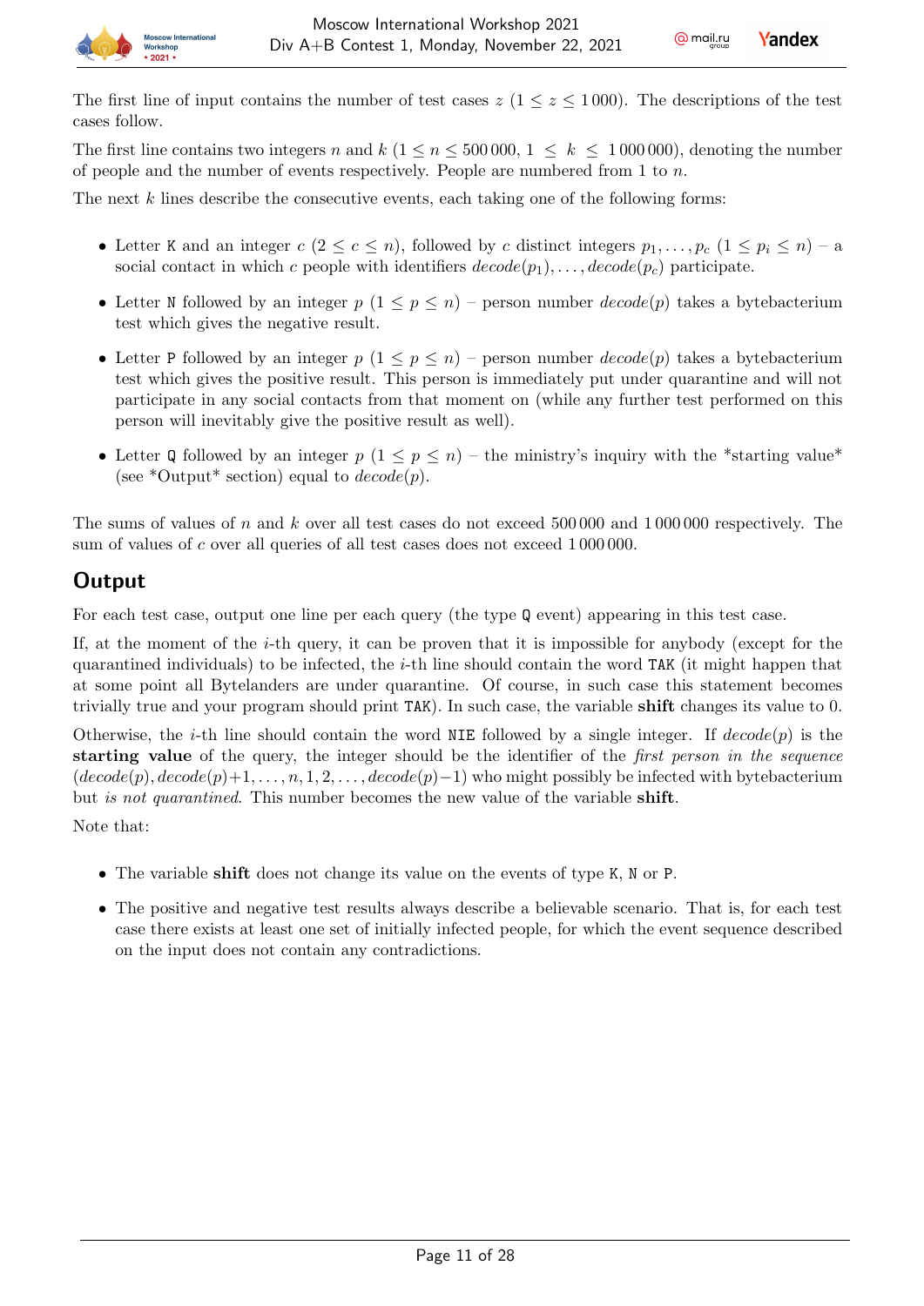The first line of input contains the number of test cases $z$ ($1 \le z \le 1\,000$). The descriptions of the test cases follow.

The first line contains two integers $n$ and $k$ ($1 \le n \le 500\,000$, $1 \le k \le 1\,000\,000$), denoting the number of people and the number of events respectively. People are numbered from 1 to $n$.

The next $k$ lines describe the consecutive events, each taking one of the following forms:

- Letter `K` and an integer $c$ ($2 \le c \le n$), followed by $c$ distinct integers $p_1, \ldots, p_c$ ($1 \le p_i \le n$) – a social contact in which $c$ people with identifiers $decode(p_1), \ldots, decode(p_c)$ participate.
- Letter `N` followed by an integer $p$ ($1 \le p \le n$) – person number $decode(p)$ takes a bytebacterium test which gives the negative result.
- Letter `P` followed by an integer $p$ ($1 \le p \le n$) – person number $decode(p)$ takes a bytebacterium test which gives the positive result. This person is immediately put under quarantine and will not participate in any social contacts from that moment on (while any further test performed on this person will inevitably give the positive result as well).
- Letter `Q` followed by an integer $p$ ($1 \le p \le n$) – the ministry's inquiry with the *starting value* (see *Output* section) equal to $decode(p)$.

The sums of values of $n$ and $k$ over all test cases do not exceed $500\,000$ and $1\,000\,000$ respectively. The sum of values of $c$ over all queries of all test cases does not exceed $1\,000\,000$.

## Output

For each test case, output one line per each query (the type `Q` event) appearing in this test case.

If, at the moment of the $i$-th query, it can be proven that it is impossible for anybody (except for the quarantined individuals) to be infected, the $i$-th line should contain the word `TAK` (it might happen that at some point all Bytelanders are under quarantine. Of course, in such case this statement becomes trivially true and your program should print `TAK`). In such case, the variable **shift** changes its value to 0.

Otherwise, the $i$-th line should contain the word `NIE` followed by a single integer. If $decode(p)$ is the **starting value** of the query, the integer should be the identifier of the *first person in the sequence* $(decode(p), decode(p)+1, \ldots, n, 1, 2, \ldots, decode(p)-1)$ who might possibly be infected with bytebacterium but *is not quarantined*. This number becomes the new value of the variable **shift**.

Note that:

- The variable **shift** does not change its value on the events of type `K`, `N` or `P`.
- The positive and negative test results always describe a believable scenario. That is, for each test case there exists at least one set of initially infected people, for which the event sequence described on the input does not contain any contradictions.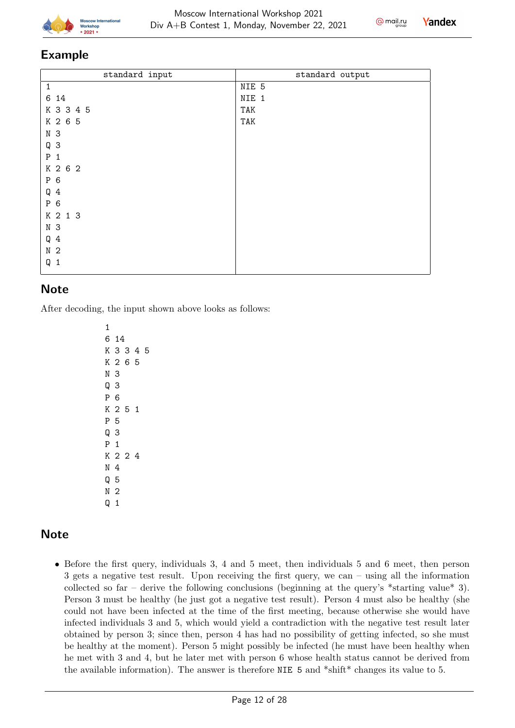## Example

| standard input | standard output |
|---|---|
| 1<br>6 14<br>K 3 3 4 5<br>K 2 6 5<br>N 3<br>Q 3<br>P 1<br>K 2 6 2<br>P 6<br>Q 4<br>P 6<br>K 2 1 3<br>N 3<br>Q 4<br>N 2<br>Q 1 | NIE 5<br>NIE 1<br>TAK<br>TAK |

## Note

After decoding, the input shown above looks as follows:

```
1
6 14
K 3 3 4 5
K 2 6 5
N 3
Q 3
P 6
K 2 5 1
P 5
Q 3
P 1
K 2 2 4
N 4
Q 5
N 2
Q 1
```

## Note

- Before the first query, individuals 3, 4 and 5 meet, then individuals 5 and 6 meet, then person 3 gets a negative test result. Upon receiving the first query, we can – using all the information collected so far – derive the following conclusions (beginning at the query's *starting value* 3). Person 3 must be healthy (he just got a negative test result). Person 4 must also be healthy (she could not have been infected at the time of the first meeting, because otherwise she would have infected individuals 3 and 5, which would yield a contradiction with the negative test result later obtained by person 3; since then, person 4 has had no possibility of getting infected, so she must be healthy at the moment). Person 5 might possibly be infected (he must have been healthy when he met with 3 and 4, but he later met with person 6 whose health status cannot be derived from the available information). The answer is therefore `NIE 5` and *shift* changes its value to 5.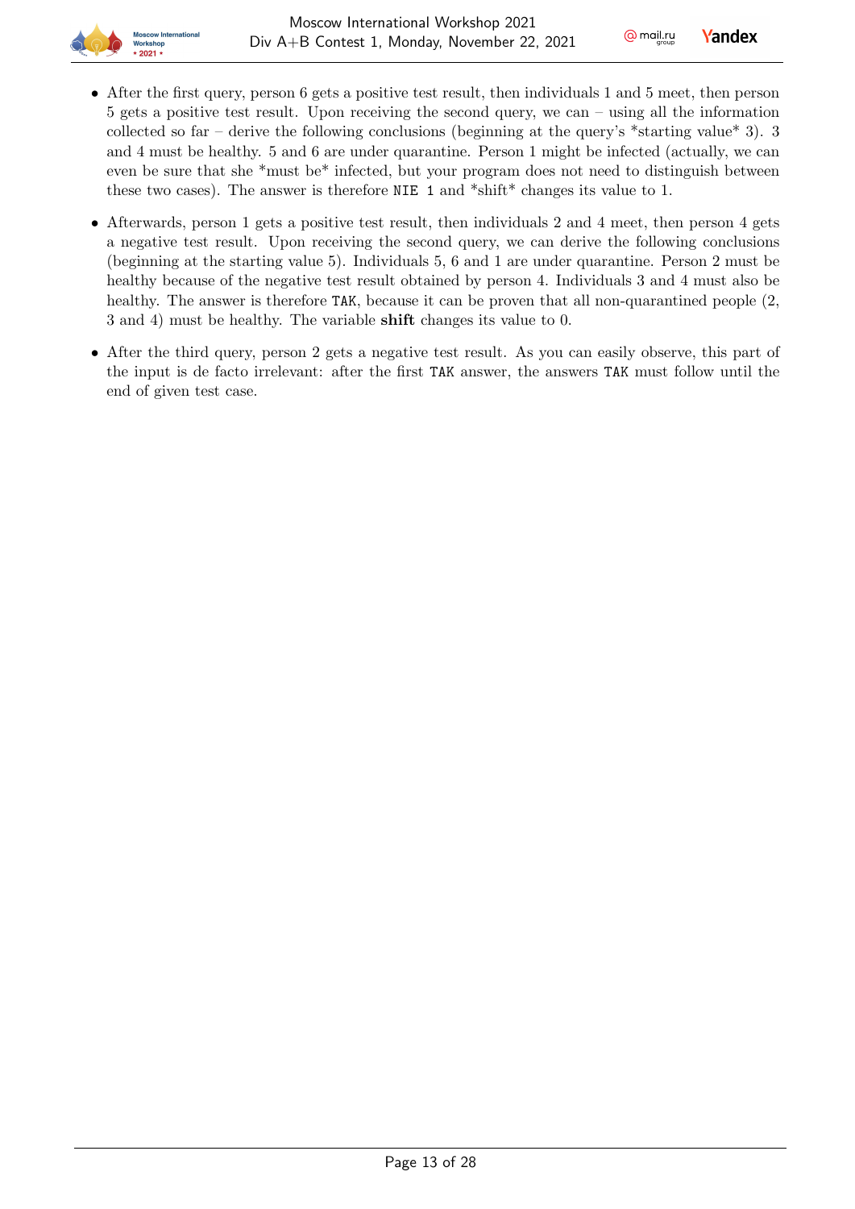- After the first query, person 6 gets a positive test result, then individuals 1 and 5 meet, then person 5 gets a positive test result. Upon receiving the second query, we can – using all the information collected so far – derive the following conclusions (beginning at the query's *starting value* 3). 3 and 4 must be healthy. 5 and 6 are under quarantine. Person 1 might be infected (actually, we can even be sure that she *must be* infected, but your program does not need to distinguish between these two cases). The answer is therefore `NIE 1` and *shift* changes its value to 1.

- Afterwards, person 1 gets a positive test result, then individuals 2 and 4 meet, then person 4 gets a negative test result. Upon receiving the second query, we can derive the following conclusions (beginning at the starting value 5). Individuals 5, 6 and 1 are under quarantine. Person 2 must be healthy because of the negative test result obtained by person 4. Individuals 3 and 4 must also be healthy. The answer is therefore `TAK`, because it can be proven that all non-quarantined people (2, 3 and 4) must be healthy. The variable **shift** changes its value to 0.

- After the third query, person 2 gets a negative test result. As you can easily observe, this part of the input is de facto irrelevant: after the first `TAK` answer, the answers `TAK` must follow until the end of given test case.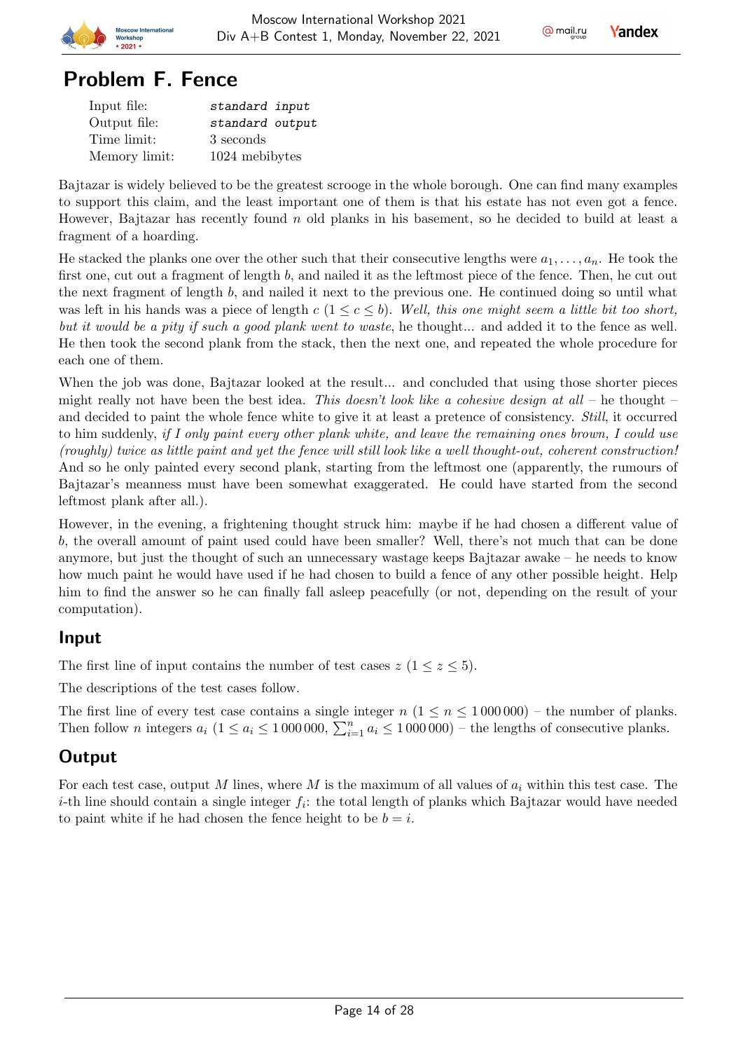# Problem F. Fence

| | |
|---|---|
| Input file: | *standard input* |
| Output file: | *standard output* |
| Time limit: | 3 seconds |
| Memory limit: | 1024 mebibytes |

Bajtazar is widely believed to be the greatest scrooge in the whole borough. One can find many examples to support this claim, and the least important one of them is that his estate has not even got a fence. However, Bajtazar has recently found $n$ old planks in his basement, so he decided to build at least a fragment of a hoarding.

He stacked the planks one over the other such that their consecutive lengths were $a_1, \ldots, a_n$. He took the first one, cut out a fragment of length $b$, and nailed it as the leftmost piece of the fence. Then, he cut out the next fragment of length $b$, and nailed it next to the previous one. He continued doing so until what was left in his hands was a piece of length $c$ ($1 \leq c \leq b$). *Well, this one might seem a little bit too short, but it would be a pity if such a good plank went to waste*, he thought... and added it to the fence as well. He then took the second plank from the stack, then the next one, and repeated the whole procedure for each one of them.

When the job was done, Bajtazar looked at the result... and concluded that using those shorter pieces might really not have been the best idea. *This doesn't look like a cohesive design at all* – he thought – and decided to paint the whole fence white to give it at least a pretence of consistency. *Still*, it occurred to him suddenly, *if I only paint every other plank white, and leave the remaining ones brown, I could use (roughly) twice as little paint and yet the fence will still look like a well thought-out, coherent construction!* And so he only painted every second plank, starting from the leftmost one (apparently, the rumours of Bajtazar's meanness must have been somewhat exaggerated. He could have started from the second leftmost plank after all.).

However, in the evening, a frightening thought struck him: maybe if he had chosen a different value of $b$, the overall amount of paint used could have been smaller? Well, there's not much that can be done anymore, but just the thought of such an unnecessary wastage keeps Bajtazar awake – he needs to know how much paint he would have used if he had chosen to build a fence of any other possible height. Help him to find the answer so he can finally fall asleep peacefully (or not, depending on the result of your computation).

## Input

The first line of input contains the number of test cases $z$ ($1 \leq z \leq 5$).

The descriptions of the test cases follow.

The first line of every test case contains a single integer $n$ ($1 \leq n \leq 1\,000\,000$) – the number of planks. Then follow $n$ integers $a_i$ ($1 \leq a_i \leq 1\,000\,000$, $\sum_{i=1}^{n} a_i \leq 1\,000\,000$) – the lengths of consecutive planks.

## Output

For each test case, output $M$ lines, where $M$ is the maximum of all values of $a_i$ within this test case. The $i$-th line should contain a single integer $f_i$: the total length of planks which Bajtazar would have needed to paint white if he had chosen the fence height to be $b = i$.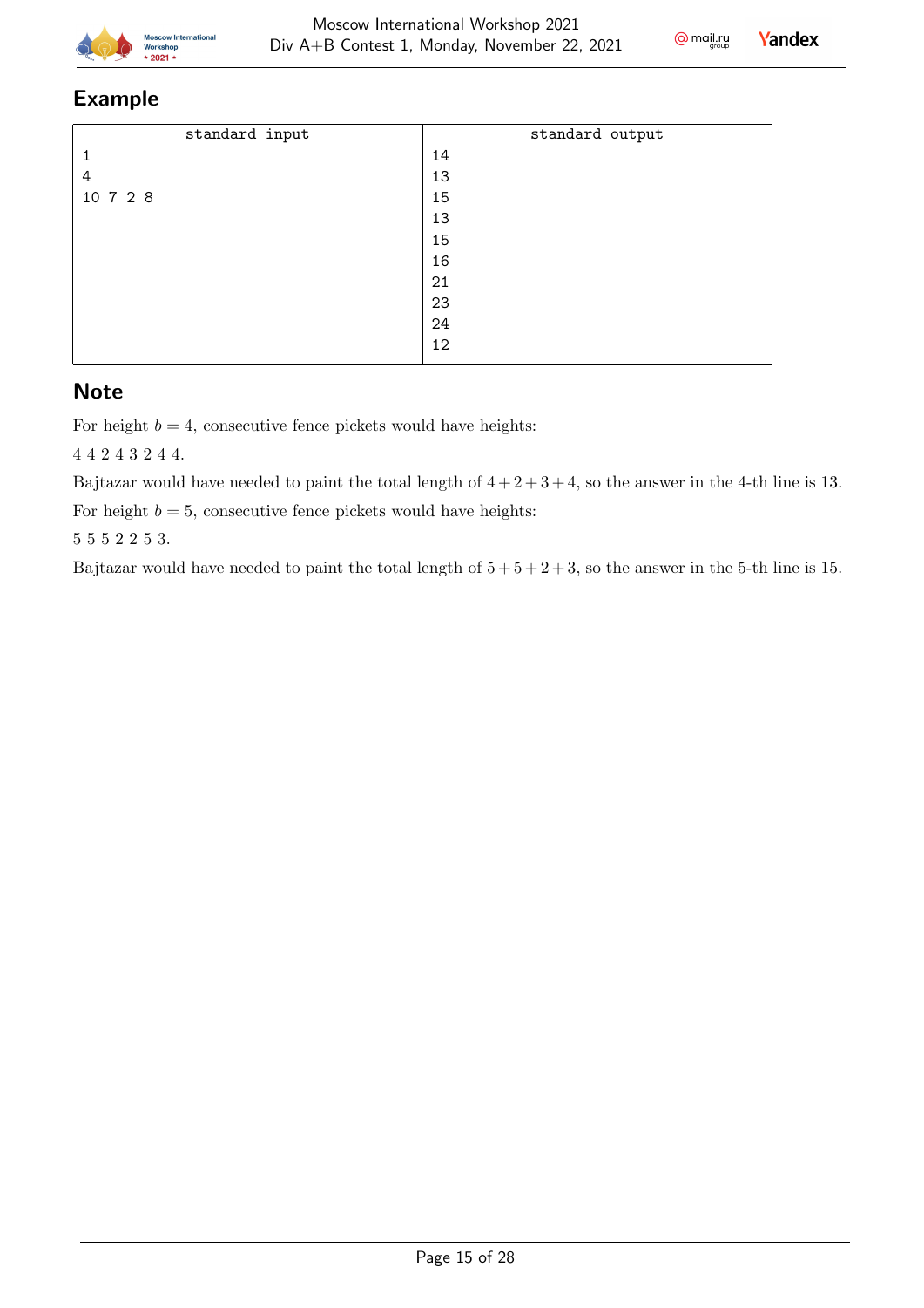## Example

| standard input | standard output |
| --- | --- |
| 1<br>4<br>10 7 2 8 | 14<br>13<br>15<br>13<br>15<br>16<br>21<br>23<br>24<br>12 |

## Note

For height $b = 4$, consecutive fence pickets would have heights:

4 4 2 4 3 2 4 4.

Bajtazar would have needed to paint the total length of $4 + 2 + 3 + 4$, so the answer in the 4-th line is 13.

For height $b = 5$, consecutive fence pickets would have heights:

5 5 5 2 2 5 3.

Bajtazar would have needed to paint the total length of $5 + 5 + 2 + 3$, so the answer in the 5-th line is 15.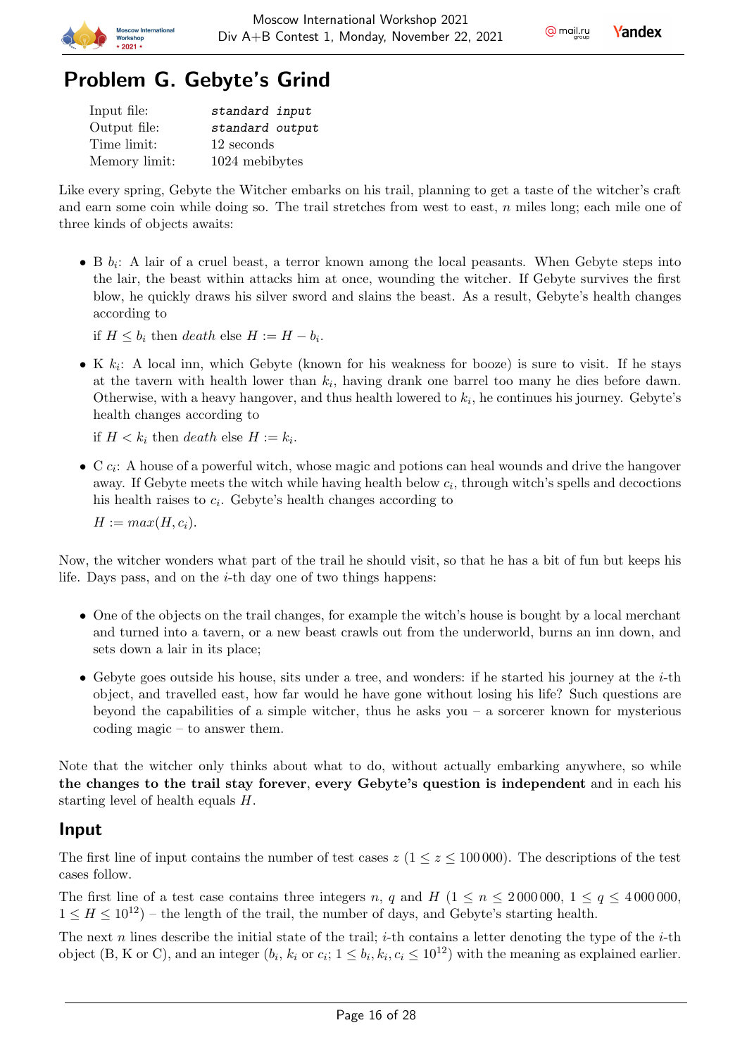# Problem G. Gebyte's Grind

| | |
|---|---|
| Input file: | *standard input* |
| Output file: | *standard output* |
| Time limit: | 12 seconds |
| Memory limit: | 1024 mebibytes |

Like every spring, Gebyte the Witcher embarks on his trail, planning to get a taste of the witcher's craft and earn some coin while doing so. The trail stretches from west to east, $n$ miles long; each mile one of three kinds of objects awaits:

- B $b_i$: A lair of a cruel beast, a terror known among the local peasants. When Gebyte steps into the lair, the beast within attacks him at once, wounding the witcher. If Gebyte survives the first blow, he quickly draws his silver sword and slains the beast. As a result, Gebyte's health changes according to

  if $H \le b_i$ then *death* else $H := H - b_i$.

- K $k_i$: A local inn, which Gebyte (known for his weakness for booze) is sure to visit. If he stays at the tavern with health lower than $k_i$, having drank one barrel too many he dies before dawn. Otherwise, with a heavy hangover, and thus health lowered to $k_i$, he continues his journey. Gebyte's health changes according to

  if $H < k_i$ then *death* else $H := k_i$.

- C $c_i$: A house of a powerful witch, whose magic and potions can heal wounds and drive the hangover away. If Gebyte meets the witch while having health below $c_i$, through witch's spells and decoctions his health raises to $c_i$. Gebyte's health changes according to

  $H := max(H, c_i)$.

Now, the witcher wonders what part of the trail he should visit, so that he has a bit of fun but keeps his life. Days pass, and on the $i$-th day one of two things happens:

- One of the objects on the trail changes, for example the witch's house is bought by a local merchant and turned into a tavern, or a new beast crawls out from the underworld, burns an inn down, and sets down a lair in its place;
- Gebyte goes outside his house, sits under a tree, and wonders: if he started his journey at the $i$-th object, and travelled east, how far would he have gone without losing his life? Such questions are beyond the capabilities of a simple witcher, thus he asks you – a sorcerer known for mysterious coding magic – to answer them.

Note that the witcher only thinks about what to do, without actually embarking anywhere, so while **the changes to the trail stay forever**, **every Gebyte's question is independent** and in each his starting level of health equals $H$.

## Input

The first line of input contains the number of test cases $z$ ($1 \le z \le 100\,000$). The descriptions of the test cases follow.

The first line of a test case contains three integers $n$, $q$ and $H$ ($1 \le n \le 2\,000\,000$, $1 \le q \le 4\,000\,000$, $1 \le H \le 10^{12}$) – the length of the trail, the number of days, and Gebyte's starting health.

The next $n$ lines describe the initial state of the trail; $i$-th contains a letter denoting the type of the $i$-th object (B, K or C), and an integer ($b_i$, $k_i$ or $c_i$; $1 \le b_i, k_i, c_i \le 10^{12}$) with the meaning as explained earlier.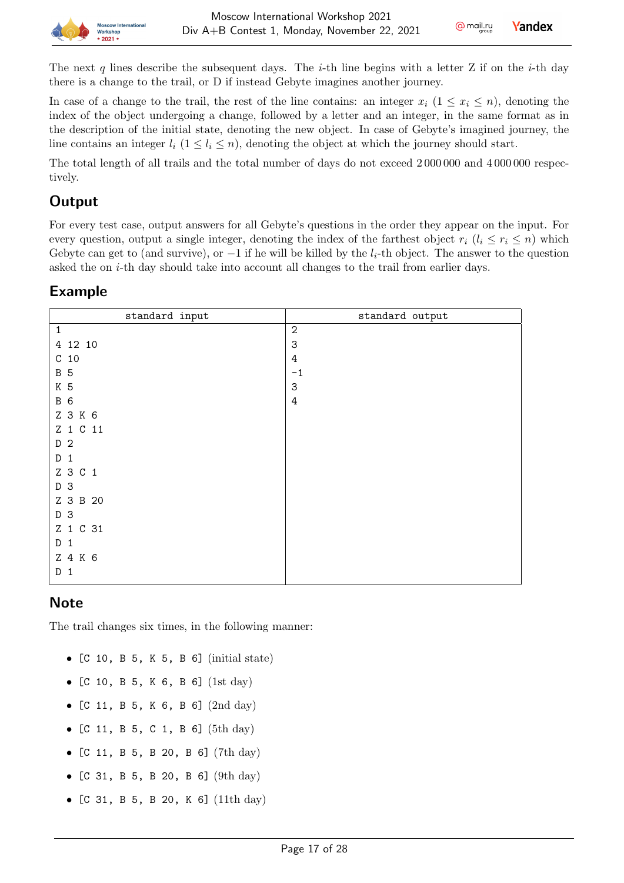The next $q$ lines describe the subsequent days. The $i$-th line begins with a letter Z if on the $i$-th day there is a change to the trail, or D if instead Gebyte imagines another journey.

In case of a change to the trail, the rest of the line contains: an integer $x_i$ ($1 \le x_i \le n$), denoting the index of the object undergoing a change, followed by a letter and an integer, in the same format as in the description of the initial state, denoting the new object. In case of Gebyte's imagined journey, the line contains an integer $l_i$ ($1 \le l_i \le n$), denoting the object at which the journey should start.

The total length of all trails and the total number of days do not exceed 2 000 000 and 4 000 000 respectively.

## Output

For every test case, output answers for all Gebyte's questions in the order they appear on the input. For every question, output a single integer, denoting the index of the farthest object $r_i$ ($l_i \le r_i \le n$) which Gebyte can get to (and survive), or $-1$ if he will be killed by the $l_i$-th object. The answer to the question asked the on $i$-th day should take into account all changes to the trail from earlier days.

## Example

| standard input | standard output |
|---|---|
| 1<br>4 12 10<br>C 10<br>B 5<br>K 5<br>B 6<br>Z 3 K 6<br>Z 1 C 11<br>D 2<br>D 1<br>Z 3 C 1<br>D 3<br>Z 3 B 20<br>D 3<br>Z 1 C 31<br>D 1<br>Z 4 K 6<br>D 1 | 2<br>3<br>4<br>-1<br>3<br>4 |

## Note

The trail changes six times, in the following manner:

- [C 10, B 5, K 5, B 6] (initial state)
- [C 10, B 5, K 6, B 6] (1st day)
- [C 11, B 5, K 6, B 6] (2nd day)
- [C 11, B 5, C 1, B 6] (5th day)
- [C 11, B 5, B 20, B 6] (7th day)
- [C 31, B 5, B 20, B 6] (9th day)
- [C 31, B 5, B 20, K 6] (11th day)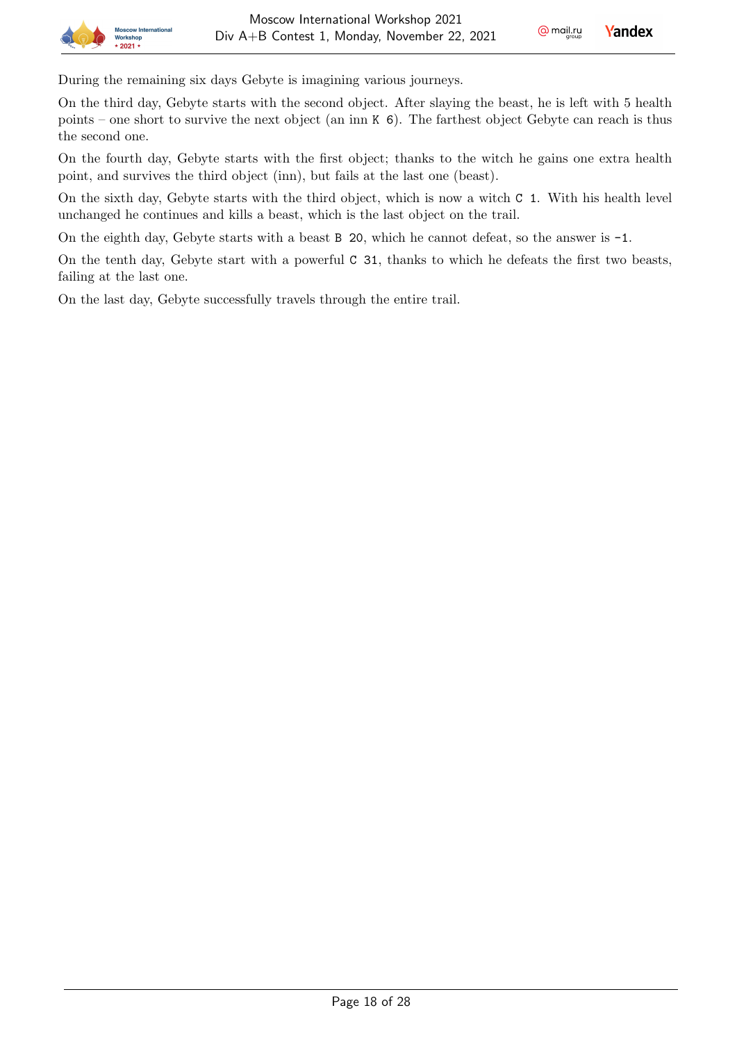During the remaining six days Gebyte is imagining various journeys.

On the third day, Gebyte starts with the second object. After slaying the beast, he is left with 5 health points – one short to survive the next object (an inn `K 6`). The farthest object Gebyte can reach is thus the second one.

On the fourth day, Gebyte starts with the first object; thanks to the witch he gains one extra health point, and survives the third object (inn), but fails at the last one (beast).

On the sixth day, Gebyte starts with the third object, which is now a witch `C 1`. With his health level unchanged he continues and kills a beast, which is the last object on the trail.

On the eighth day, Gebyte starts with a beast `B 20`, which he cannot defeat, so the answer is `-1`.

On the tenth day, Gebyte start with a powerful `C 31`, thanks to which he defeats the first two beasts, failing at the last one.

On the last day, Gebyte successfully travels through the entire trail.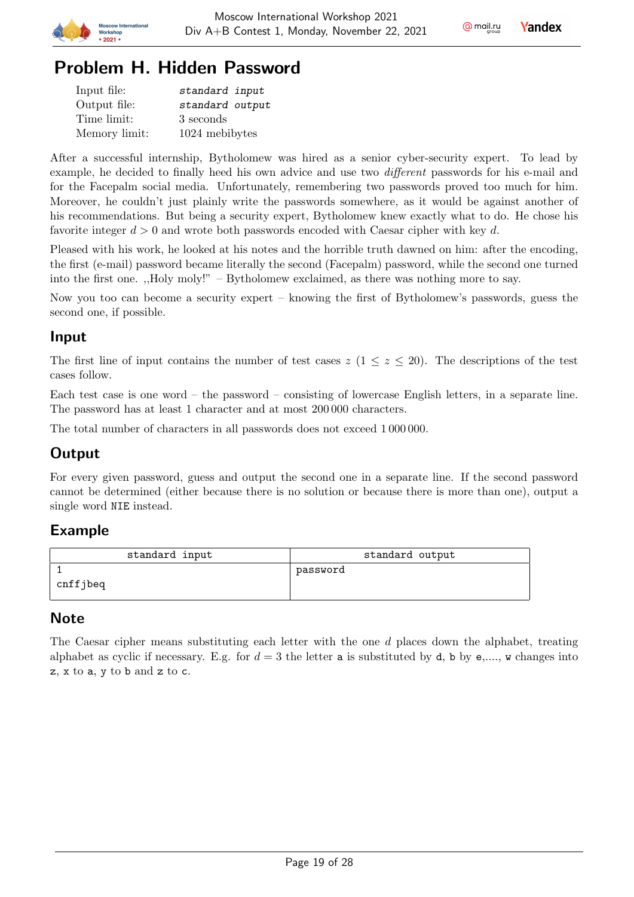# Problem H. Hidden Password

| | |
|---|---|
| Input file: | *standard input* |
| Output file: | *standard output* |
| Time limit: | 3 seconds |
| Memory limit: | 1024 mebibytes |

After a successful internship, Bytholomew was hired as a senior cyber-security expert. To lead by example, he decided to finally heed his own advice and use two *different* passwords for his e-mail and for the Facepalm social media. Unfortunately, remembering two passwords proved too much for him. Moreover, he couldn't just plainly write the passwords somewhere, as it would be against another of his recommendations. But being a security expert, Bytholomew knew exactly what to do. He chose his favorite integer $d > 0$ and wrote both passwords encoded with Caesar cipher with key $d$.

Pleased with his work, he looked at his notes and the horrible truth dawned on him: after the encoding, the first (e-mail) password became literally the second (Facepalm) password, while the second one turned into the first one. „Holy moly!" – Bytholomew exclaimed, as there was nothing more to say.

Now you too can become a security expert – knowing the first of Bytholomew's passwords, guess the second one, if possible.

## Input

The first line of input contains the number of test cases $z$ ($1 \leq z \leq 20$). The descriptions of the test cases follow.

Each test case is one word – the password – consisting of lowercase English letters, in a separate line. The password has at least 1 character and at most 200 000 characters.

The total number of characters in all passwords does not exceed 1 000 000.

## Output

For every given password, guess and output the second one in a separate line. If the second password cannot be determined (either because there is no solution or because there is more than one), output a single word `NIE` instead.

## Example

| standard input | standard output |
|---|---|
| 1<br>cnffjbeq | password |

## Note

The Caesar cipher means substituting each letter with the one $d$ places down the alphabet, treating alphabet as cyclic if necessary. E.g. for $d = 3$ the letter `a` is substituted by `d`, `b` by `e`,...., `w` changes into `z`, `x` to `a`, `y` to `b` and `z` to `c`.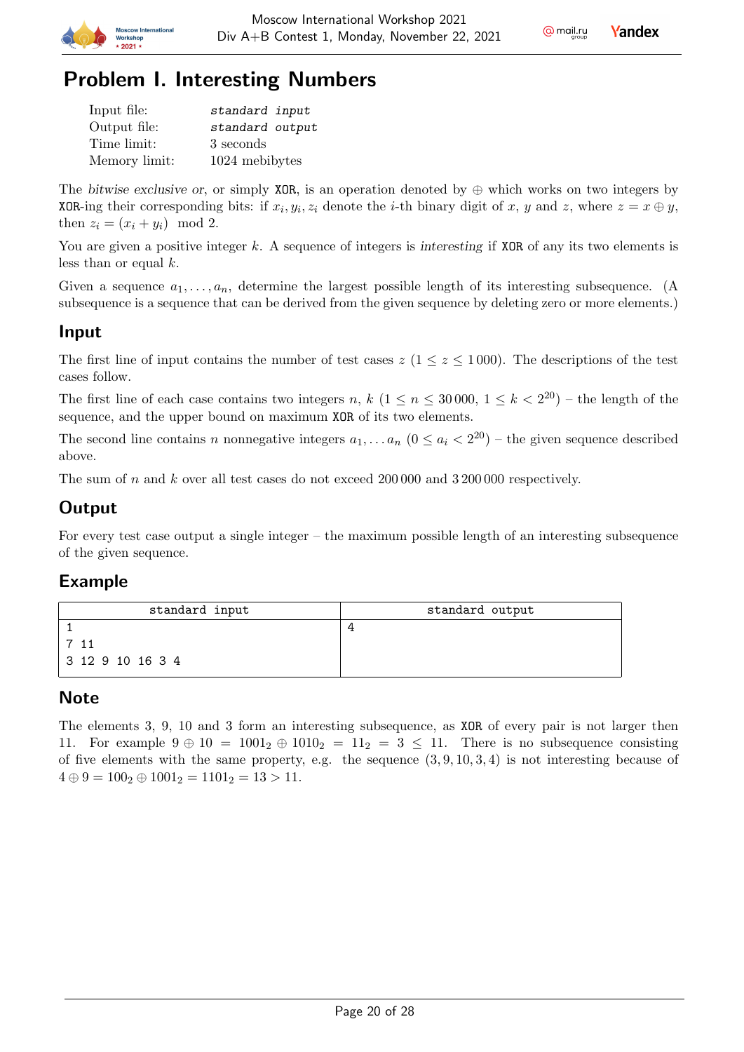# Problem I. Interesting Numbers

| | |
|---|---|
| Input file: | *standard input* |
| Output file: | *standard output* |
| Time limit: | 3 seconds |
| Memory limit: | 1024 mebibytes |

The *bitwise exclusive or*, or simply XOR, is an operation denoted by $\oplus$ which works on two integers by XOR-ing their corresponding bits: if $x_i, y_i, z_i$ denote the $i$-th binary digit of $x$, $y$ and $z$, where $z = x \oplus y$, then $z_i = (x_i + y_i) \mod 2$.

You are given a positive integer $k$. A sequence of integers is *interesting* if XOR of any its two elements is less than or equal $k$.

Given a sequence $a_1, \ldots, a_n$, determine the largest possible length of its interesting subsequence. (A subsequence is a sequence that can be derived from the given sequence by deleting zero or more elements.)

## Input

The first line of input contains the number of test cases $z$ ($1 \le z \le 1\,000$). The descriptions of the test cases follow.

The first line of each case contains two integers $n$, $k$ ($1 \le n \le 30\,000$, $1 \le k < 2^{20}$) – the length of the sequence, and the upper bound on maximum XOR of its two elements.

The second line contains $n$ nonnegative integers $a_1, \ldots a_n$ ($0 \le a_i < 2^{20}$) – the given sequence described above.

The sum of $n$ and $k$ over all test cases do not exceed $200\,000$ and $3\,200\,000$ respectively.

## Output

For every test case output a single integer – the maximum possible length of an interesting subsequence of the given sequence.

## Example

| standard input | standard output |
|---|---|
| 1<br>7 11<br>3 12 9 10 16 3 4 | 4 |

## Note

The elements 3, 9, 10 and 3 form an interesting subsequence, as XOR of every pair is not larger then 11. For example $9 \oplus 10 = 1001_2 \oplus 1010_2 = 11_2 = 3 \le 11$. There is no subsequence consisting of five elements with the same property, e.g. the sequence $(3, 9, 10, 3, 4)$ is not interesting because of $4 \oplus 9 = 100_2 \oplus 1001_2 = 1101_2 = 13 > 11$.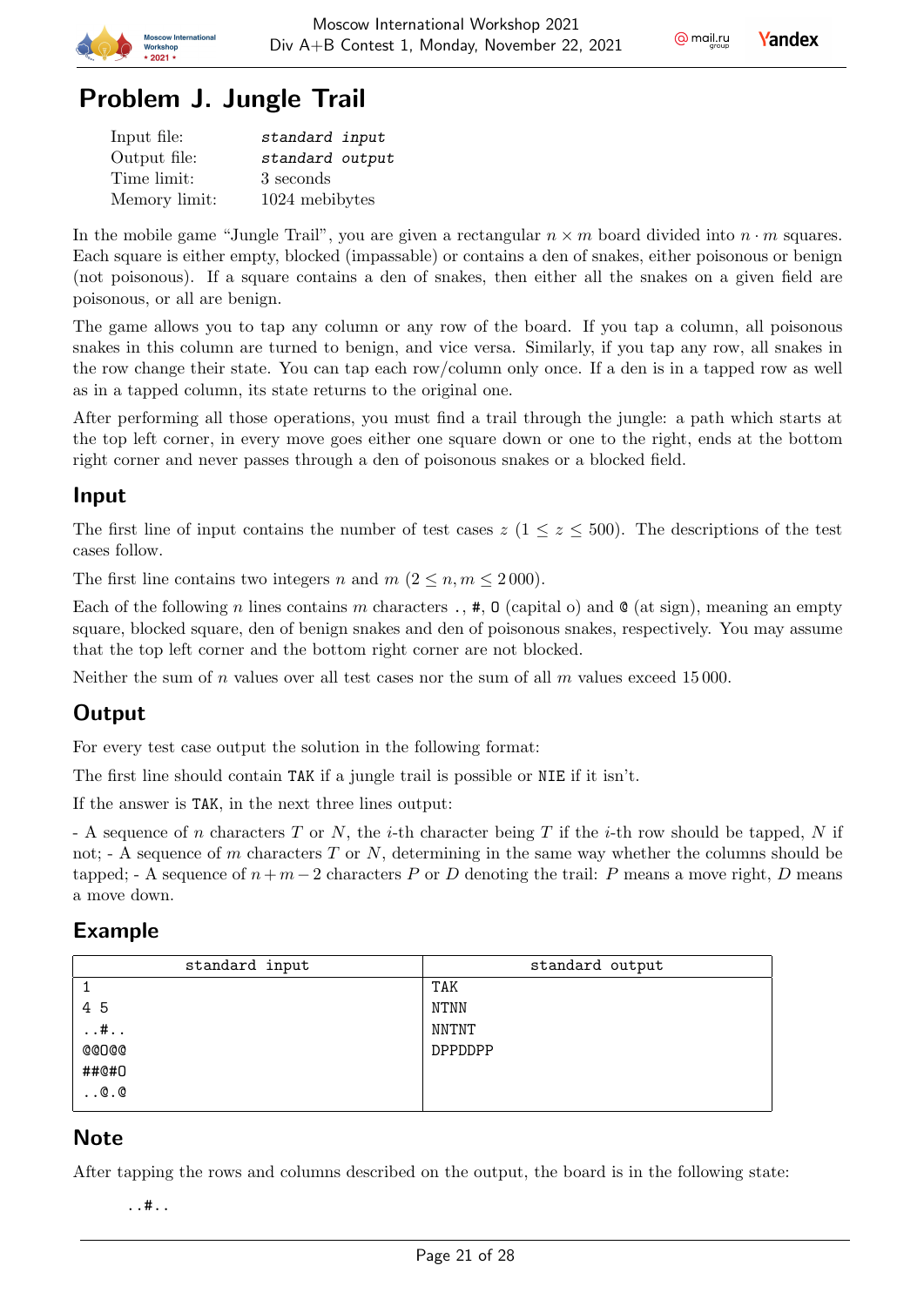# Problem J. Jungle Trail

| | |
|---|---|
| Input file: | *standard input* |
| Output file: | *standard output* |
| Time limit: | 3 seconds |
| Memory limit: | 1024 mebibytes |

In the mobile game "Jungle Trail", you are given a rectangular $n \times m$ board divided into $n \cdot m$ squares. Each square is either empty, blocked (impassable) or contains a den of snakes, either poisonous or benign (not poisonous). If a square contains a den of snakes, then either all the snakes on a given field are poisonous, or all are benign.

The game allows you to tap any column or any row of the board. If you tap a column, all poisonous snakes in this column are turned to benign, and vice versa. Similarly, if you tap any row, all snakes in the row change their state. You can tap each row/column only once. If a den is in a tapped row as well as in a tapped column, its state returns to the original one.

After performing all those operations, you must find a trail through the jungle: a path which starts at the top left corner, in every move goes either one square down or one to the right, ends at the bottom right corner and never passes through a den of poisonous snakes or a blocked field.

## Input

The first line of input contains the number of test cases $z$ ($1 \le z \le 500$). The descriptions of the test cases follow.

The first line contains two integers $n$ and $m$ ($2 \le n, m \le 2\,000$).

Each of the following $n$ lines contains $m$ characters `.`, `#`, `O` (capital o) and `@` (at sign), meaning an empty square, blocked square, den of benign snakes and den of poisonous snakes, respectively. You may assume that the top left corner and the bottom right corner are not blocked.

Neither the sum of $n$ values over all test cases nor the sum of all $m$ values exceed $15\,000$.

## Output

For every test case output the solution in the following format:

The first line should contain `TAK` if a jungle trail is possible or `NIE` if it isn't.

If the answer is `TAK`, in the next three lines output:

- A sequence of $n$ characters $T$ or $N$, the $i$-th character being $T$ if the $i$-th row should be tapped, $N$ if not; - A sequence of $m$ characters $T$ or $N$, determining in the same way whether the columns should be tapped; - A sequence of $n+m-2$ characters $P$ or $D$ denoting the trail: $P$ means a move right, $D$ means a move down.

## Example

| standard input | standard output |
|---|---|
| 1<br>4 5<br>..#..<br>@@O@@<br>##@#O<br>..@.@ | TAK<br>NTNN<br>NNTNT<br>DPPDDPP |

## Note

After tapping the rows and columns described on the output, the board is in the following state:

```
..#..
```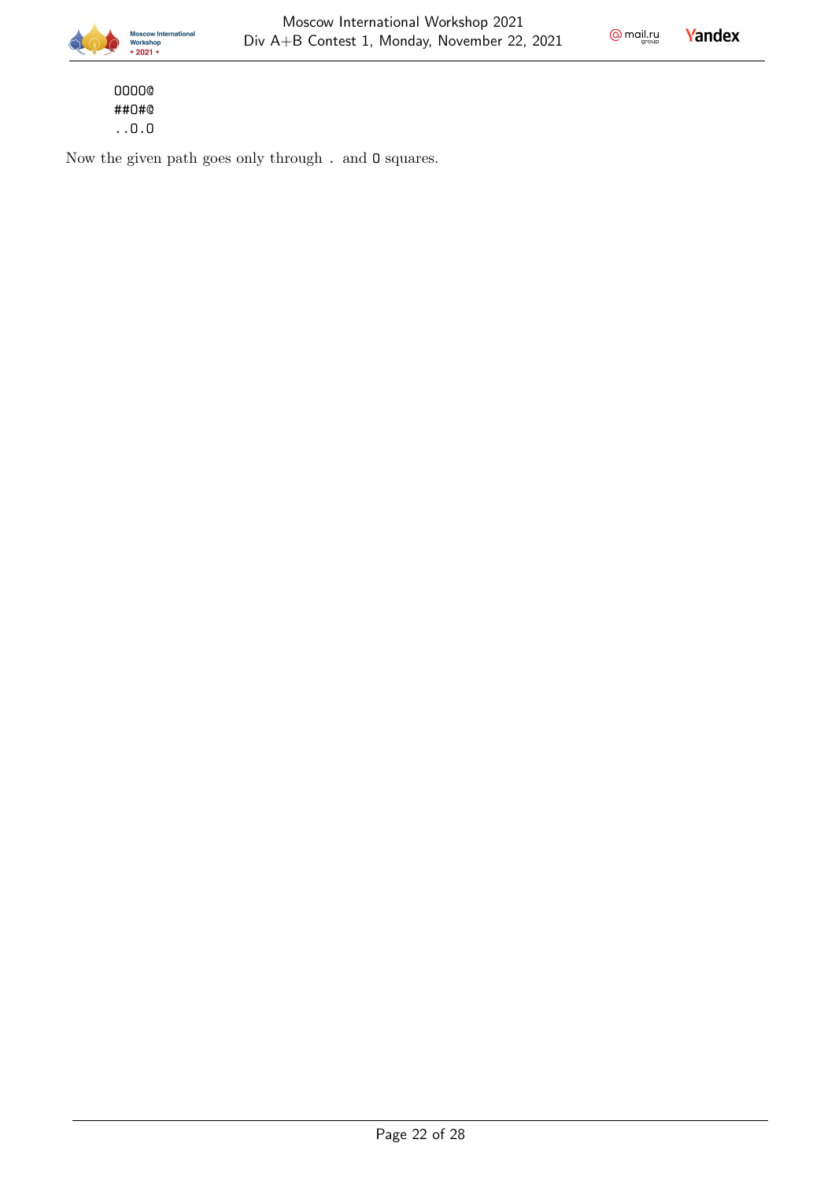```
OOOO@
##O#@
..O.O
```

Now the given path goes only through . and O squares.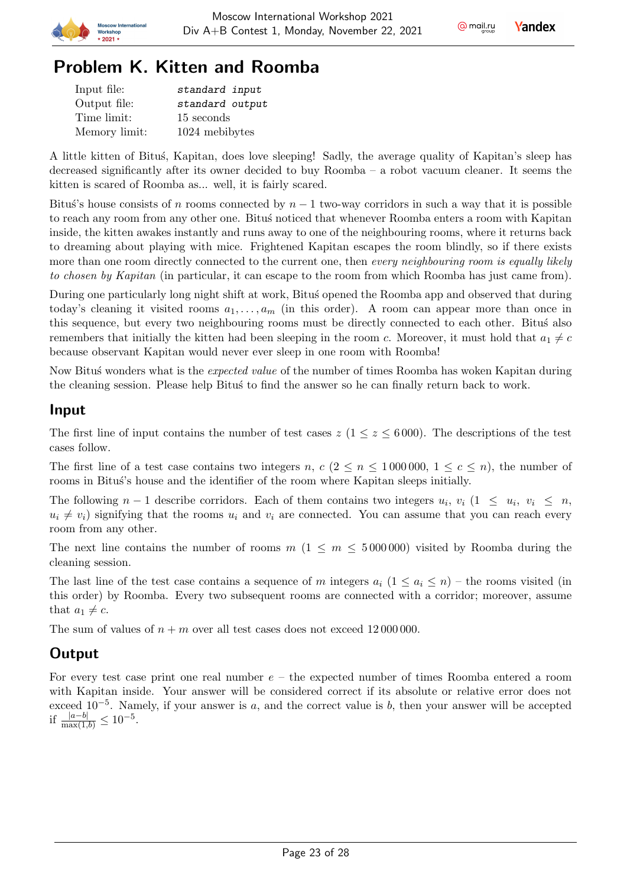# Problem K. Kitten and Roomba

| | |
|---|---|
| Input file: | *standard input* |
| Output file: | *standard output* |
| Time limit: | 15 seconds |
| Memory limit: | 1024 mebibytes |

A little kitten of Bituś, Kapitan, does love sleeping! Sadly, the average quality of Kapitan's sleep has decreased significantly after its owner decided to buy Roomba – a robot vacuum cleaner. It seems the kitten is scared of Roomba as... well, it is fairly scared.

Bituś's house consists of $n$ rooms connected by $n-1$ two-way corridors in such a way that it is possible to reach any room from any other one. Bituś noticed that whenever Roomba enters a room with Kapitan inside, the kitten awakes instantly and runs away to one of the neighbouring rooms, where it returns back to dreaming about playing with mice. Frightened Kapitan escapes the room blindly, so if there exists more than one room directly connected to the current one, then *every neighbouring room is equally likely to chosen by Kapitan* (in particular, it can escape to the room from which Roomba has just came from).

During one particularly long night shift at work, Bituś opened the Roomba app and observed that during today's cleaning it visited rooms $a_1, \ldots, a_m$ (in this order). A room can appear more than once in this sequence, but every two neighbouring rooms must be directly connected to each other. Bituś also remembers that initially the kitten had been sleeping in the room $c$. Moreover, it must hold that $a_1 \neq c$ because observant Kapitan would never ever sleep in one room with Roomba!

Now Bituś wonders what is the *expected value* of the number of times Roomba has woken Kapitan during the cleaning session. Please help Bituś to find the answer so he can finally return back to work.

## Input

The first line of input contains the number of test cases $z$ ($1 \leq z \leq 6\,000$). The descriptions of the test cases follow.

The first line of a test case contains two integers $n$, $c$ ($2 \leq n \leq 1\,000\,000$, $1 \leq c \leq n$), the number of rooms in Bituś's house and the identifier of the room where Kapitan sleeps initially.

The following $n-1$ describe corridors. Each of them contains two integers $u_i$, $v_i$ ($1 \leq u_i, v_i \leq n$, $u_i \neq v_i$) signifying that the rooms $u_i$ and $v_i$ are connected. You can assume that you can reach every room from any other.

The next line contains the number of rooms $m$ ($1 \leq m \leq 5\,000\,000$) visited by Roomba during the cleaning session.

The last line of the test case contains a sequence of $m$ integers $a_i$ ($1 \leq a_i \leq n$) – the rooms visited (in this order) by Roomba. Every two subsequent rooms are connected with a corridor; moreover, assume that $a_1 \neq c$.

The sum of values of $n + m$ over all test cases does not exceed $12\,000\,000$.

## Output

For every test case print one real number $e$ – the expected number of times Roomba entered a room with Kapitan inside. Your answer will be considered correct if its absolute or relative error does not exceed $10^{-5}$. Namely, if your answer is $a$, and the correct value is $b$, then your answer will be accepted if $\frac{|a-b|}{\max(1,b)} \leq 10^{-5}$.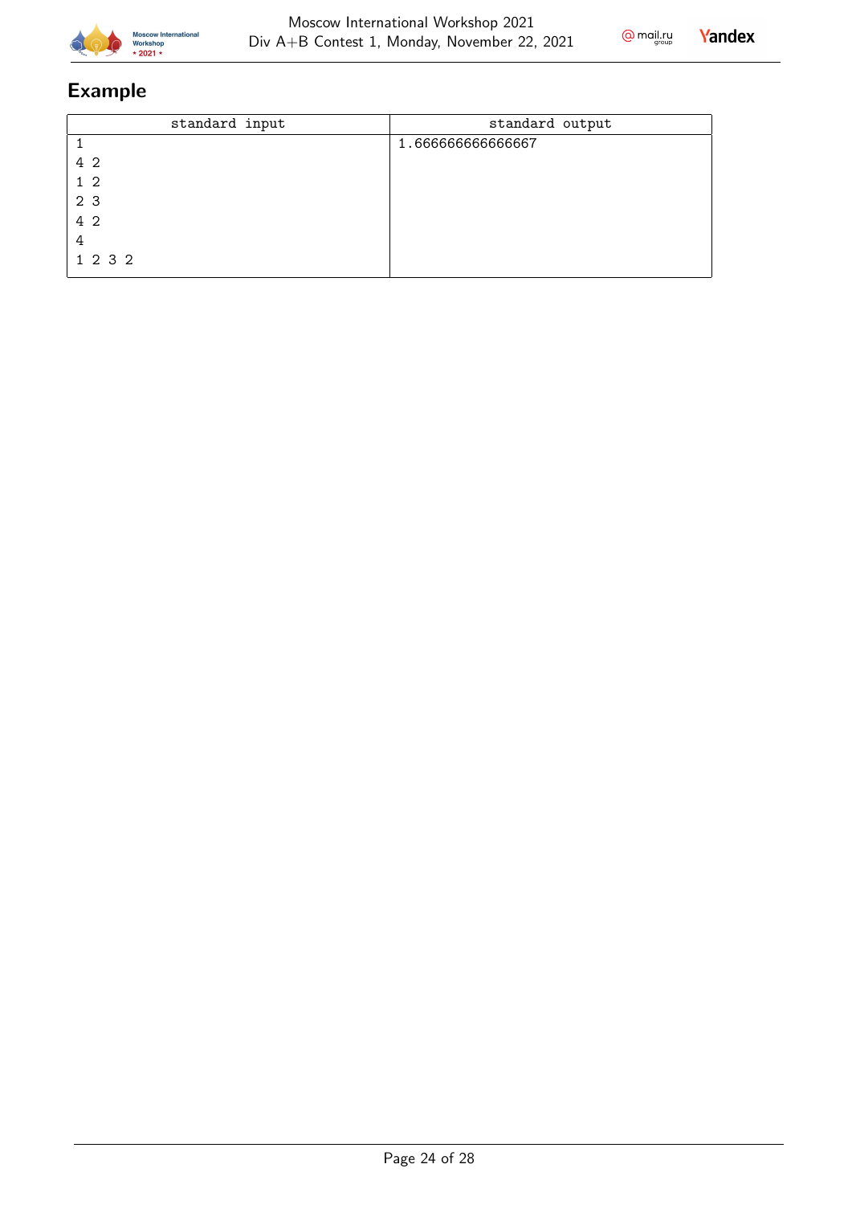## Example

| standard input | standard output |
|---|---|
| 1<br>4 2<br>1 2<br>2 3<br>4 2<br>4<br>1 2 3 2 | 1.666666666666667 |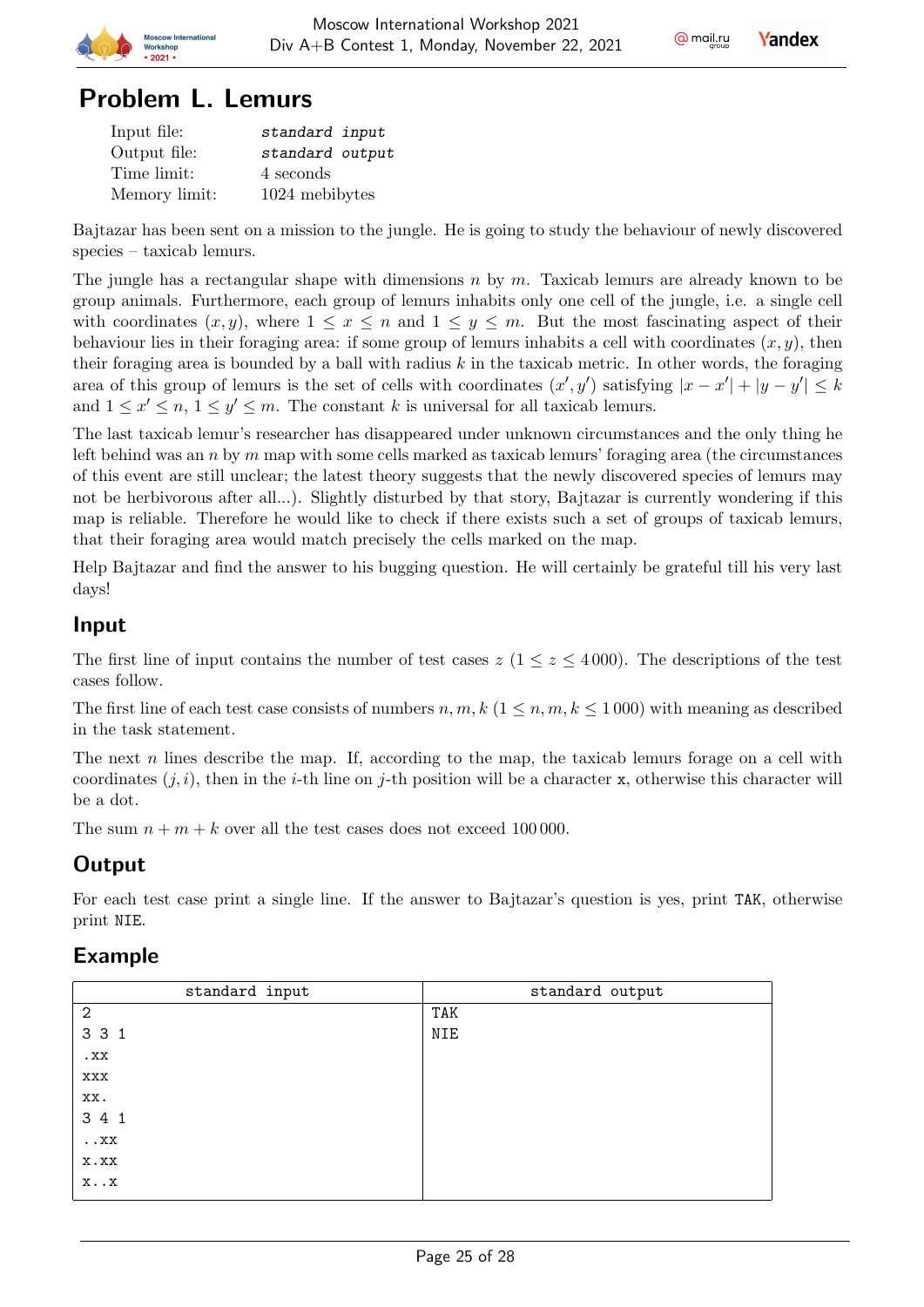# Problem L. Lemurs

| | |
|---|---|
| Input file: | *standard input* |
| Output file: | *standard output* |
| Time limit: | 4 seconds |
| Memory limit: | 1024 mebibytes |

Bajtazar has been sent on a mission to the jungle. He is going to study the behaviour of newly discovered species – taxicab lemurs.

The jungle has a rectangular shape with dimensions $n$ by $m$. Taxicab lemurs are already known to be group animals. Furthermore, each group of lemurs inhabits only one cell of the jungle, i.e. a single cell with coordinates $(x, y)$, where $1 \le x \le n$ and $1 \le y \le m$. But the most fascinating aspect of their behaviour lies in their foraging area: if some group of lemurs inhabits a cell with coordinates $(x, y)$, then their foraging area is bounded by a ball with radius $k$ in the taxicab metric. In other words, the foraging area of this group of lemurs is the set of cells with coordinates $(x', y')$ satisfying $|x - x'| + |y - y'| \le k$ and $1 \le x' \le n$, $1 \le y' \le m$. The constant $k$ is universal for all taxicab lemurs.

The last taxicab lemur's researcher has disappeared under unknown circumstances and the only thing he left behind was an $n$ by $m$ map with some cells marked as taxicab lemurs' foraging area (the circumstances of this event are still unclear; the latest theory suggests that the newly discovered species of lemurs may not be herbivorous after all...). Slightly disturbed by that story, Bajtazar is currently wondering if this map is reliable. Therefore he would like to check if there exists such a set of groups of taxicab lemurs, that their foraging area would match precisely the cells marked on the map.

Help Bajtazar and find the answer to his bugging question. He will certainly be grateful till his very last days!

## Input

The first line of input contains the number of test cases $z$ ($1 \le z \le 4\,000$). The descriptions of the test cases follow.

The first line of each test case consists of numbers $n, m, k$ ($1 \le n, m, k \le 1\,000$) with meaning as described in the task statement.

The next $n$ lines describe the map. If, according to the map, the taxicab lemurs forage on a cell with coordinates $(j, i)$, then in the $i$-th line on $j$-th position will be a character x, otherwise this character will be a dot.

The sum $n + m + k$ over all the test cases does not exceed $100\,000$.

## Output

For each test case print a single line. If the answer to Bajtazar's question is yes, print TAK, otherwise print NIE.

## Example

| standard input | standard output |
|---|---|
| 2<br>3 3 1<br>.xx<br>xxx<br>xx.<br>3 4 1<br>..xx<br>x.xx<br>x..x | TAK<br>NIE |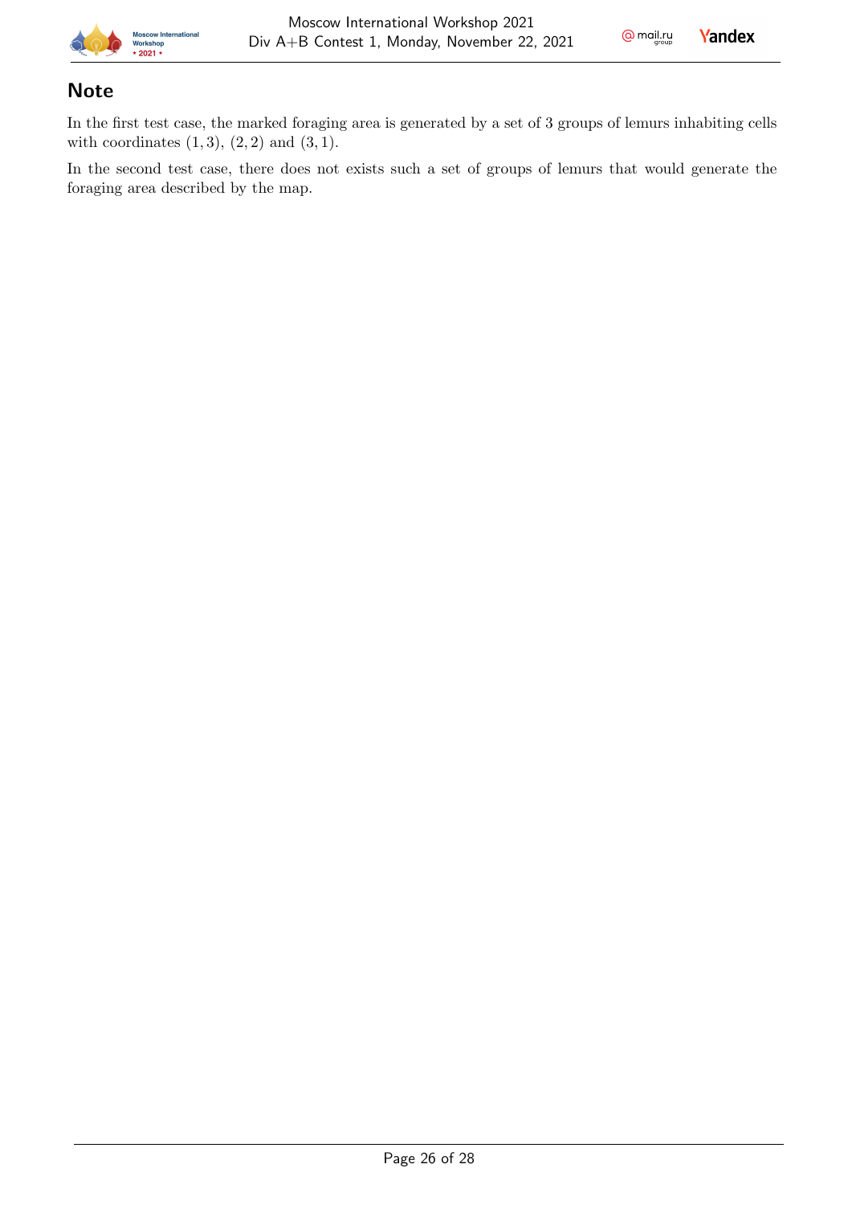## Note

In the first test case, the marked foraging area is generated by a set of 3 groups of lemurs inhabiting cells with coordinates $(1, 3)$, $(2, 2)$ and $(3, 1)$.

In the second test case, there does not exists such a set of groups of lemurs that would generate the foraging area described by the map.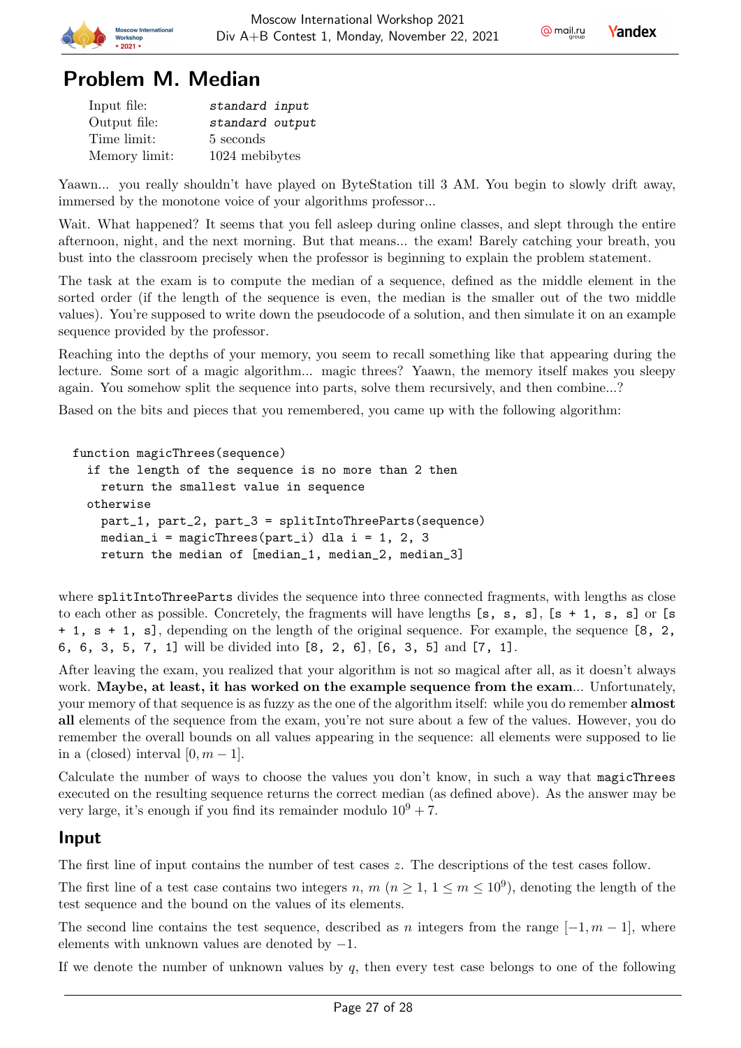# Problem M. Median

| | |
|---|---|
| Input file: | *standard input* |
| Output file: | *standard output* |
| Time limit: | 5 seconds |
| Memory limit: | 1024 mebibytes |

Yaawn... you really shouldn't have played on ByteStation till 3 AM. You begin to slowly drift away, immersed by the monotone voice of your algorithms professor...

Wait. What happened? It seems that you fell asleep during online classes, and slept through the entire afternoon, night, and the next morning. But that means... the exam! Barely catching your breath, you bust into the classroom precisely when the professor is beginning to explain the problem statement.

The task at the exam is to compute the median of a sequence, defined as the middle element in the sorted order (if the length of the sequence is even, the median is the smaller out of the two middle values). You're supposed to write down the pseudocode of a solution, and then simulate it on an example sequence provided by the professor.

Reaching into the depths of your memory, you seem to recall something like that appearing during the lecture. Some sort of a magic algorithm... magic threes? Yaawn, the memory itself makes you sleepy again. You somehow split the sequence into parts, solve them recursively, and then combine...?

Based on the bits and pieces that you remembered, you came up with the following algorithm:

```
function magicThrees(sequence)
  if the length of the sequence is no more than 2 then
    return the smallest value in sequence
  otherwise
    part_1, part_2, part_3 = splitIntoThreeParts(sequence)
    median_i = magicThrees(part_i) dla i = 1, 2, 3
    return the median of [median_1, median_2, median_3]
```

where `splitIntoThreeParts` divides the sequence into three connected fragments, with lengths as close to each other as possible. Concretely, the fragments will have lengths `[s, s, s]`, `[s + 1, s, s]` or `[s + 1, s + 1, s]`, depending on the length of the original sequence. For example, the sequence `[8, 2, 6, 6, 3, 5, 7, 1]` will be divided into `[8, 2, 6]`, `[6, 3, 5]` and `[7, 1]`.

After leaving the exam, you realized that your algorithm is not so magical after all, as it doesn't always work. **Maybe, at least, it has worked on the example sequence from the exam**... Unfortunately, your memory of that sequence is as fuzzy as the one of the algorithm itself: while you do remember **almost all** elements of the sequence from the exam, you're not sure about a few of the values. However, you do remember the overall bounds on all values appearing in the sequence: all elements were supposed to lie in a (closed) interval $[0, m-1]$.

Calculate the number of ways to choose the values you don't know, in such a way that `magicThrees` executed on the resulting sequence returns the correct median (as defined above). As the answer may be very large, it's enough if you find its remainder modulo $10^9 + 7$.

## Input

The first line of input contains the number of test cases $z$. The descriptions of the test cases follow.

The first line of a test case contains two integers $n$, $m$ ($n \geq 1$, $1 \leq m \leq 10^9$), denoting the length of the test sequence and the bound on the values of its elements.

The second line contains the test sequence, described as $n$ integers from the range $[-1, m-1]$, where elements with unknown values are denoted by $-1$.

If we denote the number of unknown values by $q$, then every test case belongs to one of the following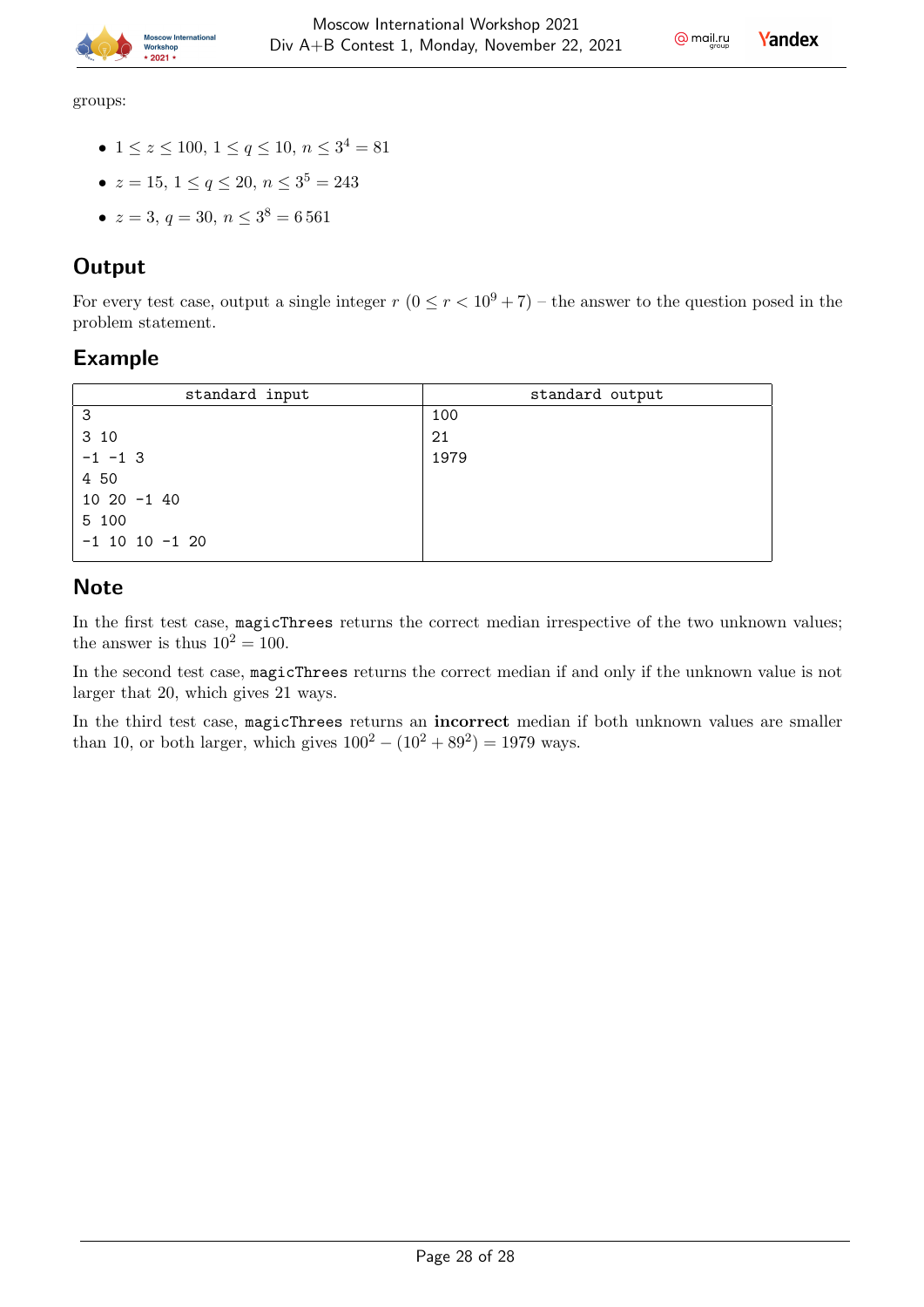groups:

- $1 \le z \le 100$, $1 \le q \le 10$, $n \le 3^4 = 81$
- $z = 15$, $1 \le q \le 20$, $n \le 3^5 = 243$
- $z = 3$, $q = 30$, $n \le 3^8 = 6\,561$

## Output

For every test case, output a single integer $r$ $(0 \le r < 10^9 + 7)$ – the answer to the question posed in the problem statement.

## Example

| standard input | standard output |
|---|---|
| 3<br>3 10<br>-1 -1 3<br>4 50<br>10 20 -1 40<br>5 100<br>-1 10 10 -1 20 | 100<br>21<br>1979 |

## Note

In the first test case, `magicThrees` returns the correct median irrespective of the two unknown values; the answer is thus $10^2 = 100$.

In the second test case, `magicThrees` returns the correct median if and only if the unknown value is not larger that 20, which gives 21 ways.

In the third test case, `magicThrees` returns an **incorrect** median if both unknown values are smaller than 10, or both larger, which gives $100^2 - (10^2 + 89^2) = 1979$ ways.